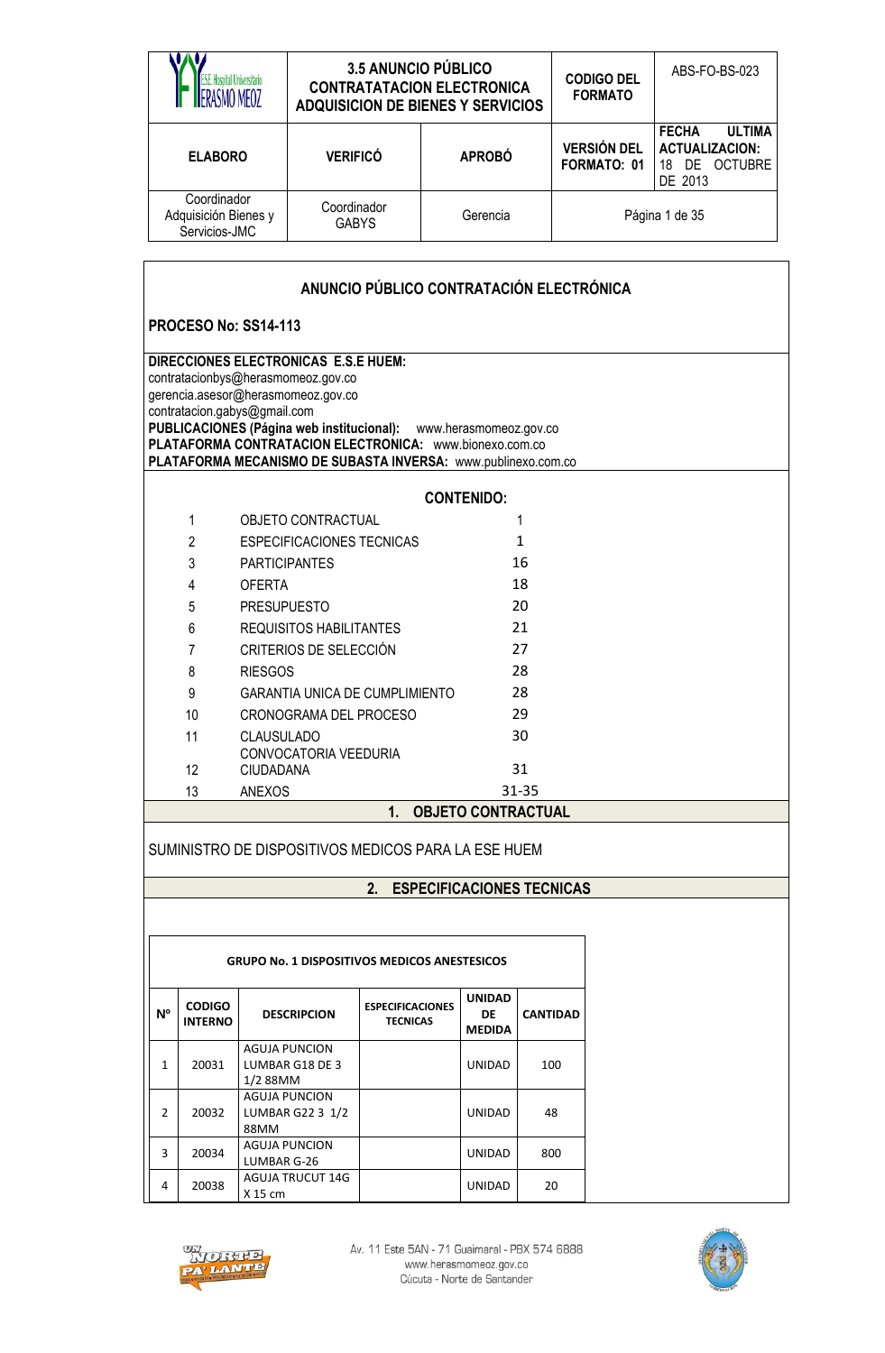| | 3.5 ANUNCIO PÚBLICO CONTRATATACION ELECTRONICA ADQUISICION DE BIENES Y SERVICIOS | | CODIGO DEL FORMATO | ABS-FO-BS-023 |
|---|---|---|---|---|
| ELABORO | VERIFICÓ | APROBÓ | VERSIÓN DEL FORMATO: 01 | FECHA ULTIMA ACTUALIZACION: 18 DE OCTUBRE DE 2013 |
| Coordinador Adquisición Bienes y Servicios-JMC | Coordinador GABYS | Gerencia | Página 1 de 35 | |

# ANUNCIO PÚBLICO CONTRATACIÓN ELECTRÓNICA

**PROCESO No: SS14-113**

**DIRECCIONES ELECTRONICAS E.S.E HUEM:**
contratacionbys@herasmomeoz.gov.co
gerencia.asesor@herasmomeoz.gov.co
contratacion.gabys@gmail.com
**PUBLICACIONES (Página web institucional):** www.herasmomeoz.gov.co
**PLATAFORMA CONTRATACION ELECTRONICA:** www.bionexo.com.co
**PLATAFORMA MECANISMO DE SUBASTA INVERSA:** www.publinexo.com.co

**CONTENIDO:**

| | | |
|---|---|---|
| 1 | OBJETO CONTRACTUAL | 1 |
| 2 | ESPECIFICACIONES TECNICAS | 1 |
| 3 | PARTICIPANTES | 16 |
| 4 | OFERTA | 18 |
| 5 | PRESUPUESTO | 20 |
| 6 | REQUISITOS HABILITANTES | 21 |
| 7 | CRITERIOS DE SELECCIÓN | 27 |
| 8 | RIESGOS | 28 |
| 9 | GARANTIA UNICA DE CUMPLIMIENTO | 28 |
| 10 | CRONOGRAMA DEL PROCESO | 29 |
| 11 | CLAUSULADO | 30 |
| 12 | CONVOCATORIA VEEDURIA CIUDADANA | 31 |
| 13 | ANEXOS | 31-35 |

## 1. OBJETO CONTRACTUAL

SUMINISTRO DE DISPOSITIVOS MEDICOS PARA LA ESE HUEM

## 2. ESPECIFICACIONES TECNICAS

**GRUPO No. 1 DISPOSITIVOS MEDICOS ANESTESICOS**

| Nº | CODIGO INTERNO | DESCRIPCION | ESPECIFICACIONES TECNICAS | UNIDAD DE MEDIDA | CANTIDAD |
|---|---|---|---|---|---|
| 1 | 20031 | AGUJA PUNCION LUMBAR G18 DE 3 1/2 88MM | | UNIDAD | 100 |
| 2 | 20032 | AGUJA PUNCION LUMBAR G22 3 1/2 88MM | | UNIDAD | 48 |
| 3 | 20034 | AGUJA PUNCION LUMBAR G-26 | | UNIDAD | 800 |
| 4 | 20038 | AGUJA TRUCUT 14G X 15 cm | | UNIDAD | 20 |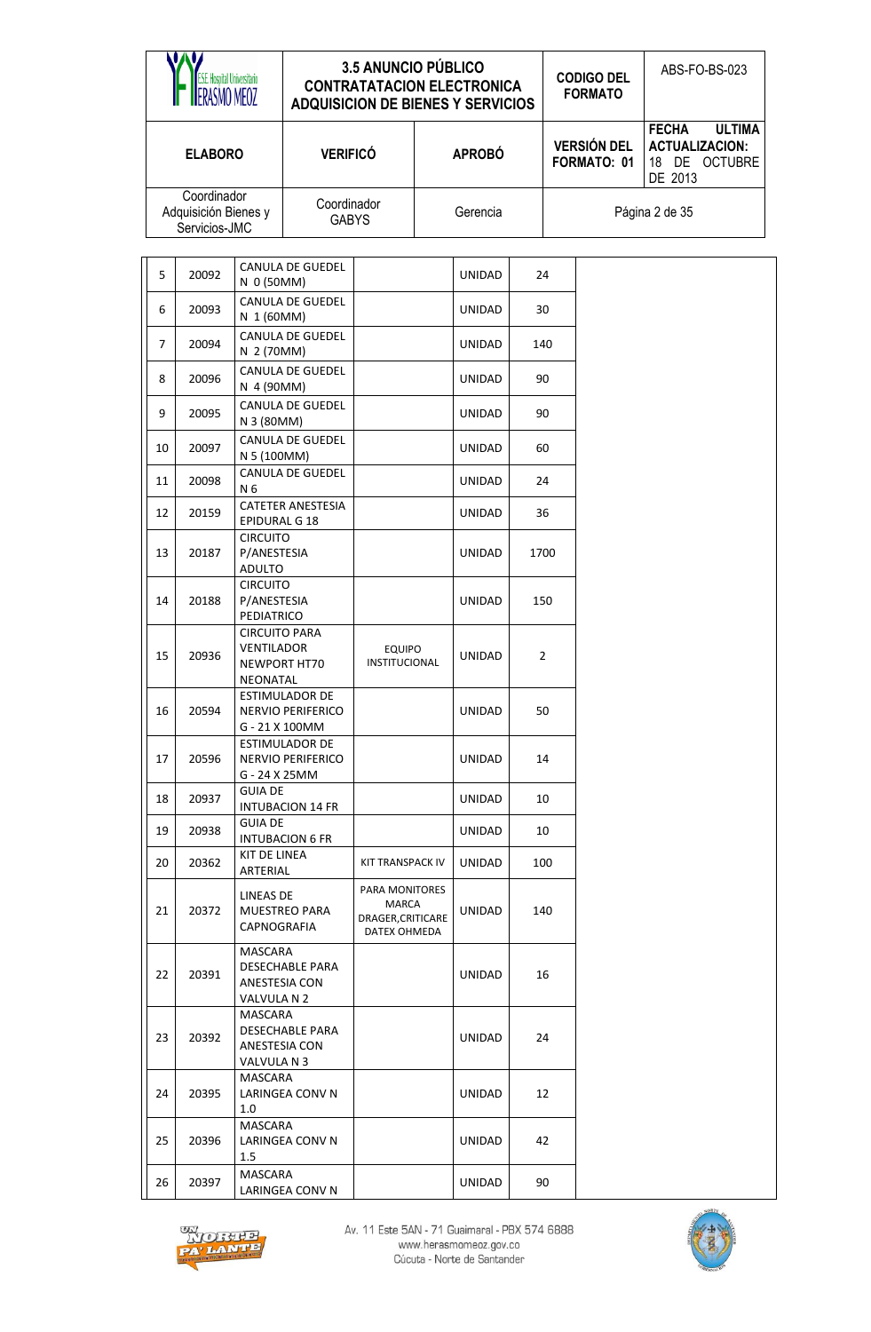| 5 | 20092 | CANULA DE GUEDEL N 0 (50MM) | | UNIDAD | 24 |
|---|---|---|---|---|---|
| 6 | 20093 | CANULA DE GUEDEL N 1 (60MM) | | UNIDAD | 30 |
| 7 | 20094 | CANULA DE GUEDEL N 2 (70MM) | | UNIDAD | 140 |
| 8 | 20096 | CANULA DE GUEDEL N 4 (90MM) | | UNIDAD | 90 |
| 9 | 20095 | CANULA DE GUEDEL N 3 (80MM) | | UNIDAD | 90 |
| 10 | 20097 | CANULA DE GUEDEL N 5 (100MM) | | UNIDAD | 60 |
| 11 | 20098 | CANULA DE GUEDEL N 6 | | UNIDAD | 24 |
| 12 | 20159 | CATETER ANESTESIA EPIDURAL G 18 | | UNIDAD | 36 |
| 13 | 20187 | CIRCUITO P/ANESTESIA ADULTO | | UNIDAD | 1700 |
| 14 | 20188 | CIRCUITO P/ANESTESIA PEDIATRICO | | UNIDAD | 150 |
| 15 | 20936 | CIRCUITO PARA VENTILADOR NEWPORT HT70 NEONATAL | EQUIPO INSTITUCIONAL | UNIDAD | 2 |
| 16 | 20594 | ESTIMULADOR DE NERVIO PERIFERICO G - 21 X 100MM | | UNIDAD | 50 |
| 17 | 20596 | ESTIMULADOR DE NERVIO PERIFERICO G - 24 X 25MM | | UNIDAD | 14 |
| 18 | 20937 | GUIA DE INTUBACION 14 FR | | UNIDAD | 10 |
| 19 | 20938 | GUIA DE INTUBACION 6 FR | | UNIDAD | 10 |
| 20 | 20362 | KIT DE LINEA ARTERIAL | KIT TRANSPACK IV | UNIDAD | 100 |
| 21 | 20372 | LINEAS DE MUESTREO PARA CAPNOGRAFIA | PARA MONITORES MARCA DRAGER,CRITICARE DATEX OHMEDA | UNIDAD | 140 |
| 22 | 20391 | MASCARA DESECHABLE PARA ANESTESIA CON VALVULA N 2 | | UNIDAD | 16 |
| 23 | 20392 | MASCARA DESECHABLE PARA ANESTESIA CON VALVULA N 3 | | UNIDAD | 24 |
| 24 | 20395 | MASCARA LARINGEA CONV N 1.0 | | UNIDAD | 12 |
| 25 | 20396 | MASCARA LARINGEA CONV N 1.5 | | UNIDAD | 42 |
| 26 | 20397 | MASCARA LARINGEA CONV N | | UNIDAD | 90 |

Av. 11 Este 5AN - 71 Guaimaral - PBX 574 6888
www.herasmomeoz.gov.co
Cúcuta - Norte de Santander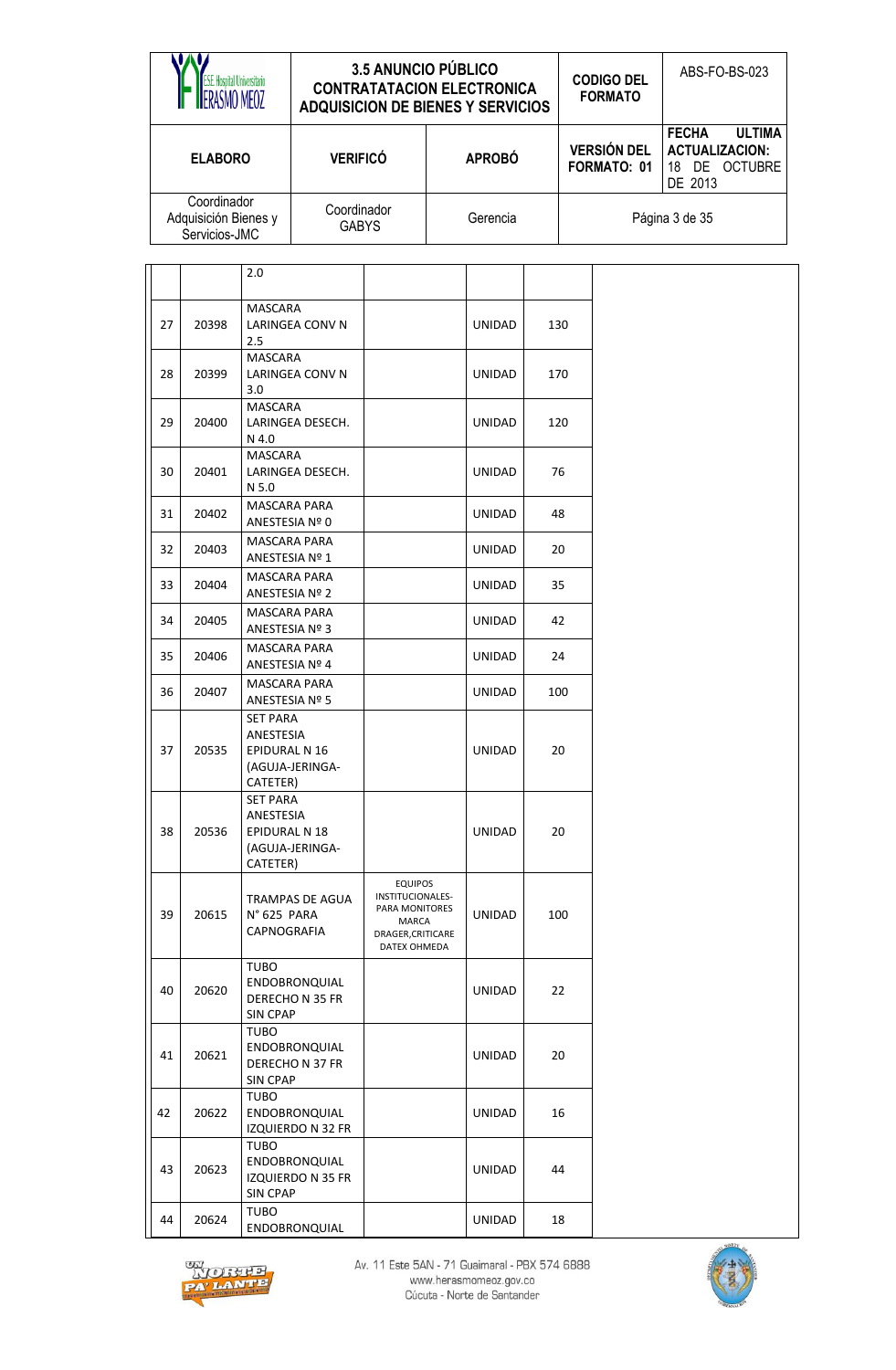| | | | | | |
|---|---|---|---|---|---|
| | | 2.0 | | | |
| 27 | 20398 | MASCARA LARINGEA CONV N 2.5 | | UNIDAD | 130 |
| 28 | 20399 | MASCARA LARINGEA CONV N 3.0 | | UNIDAD | 170 |
| 29 | 20400 | MASCARA LARINGEA DESECH. N 4.0 | | UNIDAD | 120 |
| 30 | 20401 | MASCARA LARINGEA DESECH. N 5.0 | | UNIDAD | 76 |
| 31 | 20402 | MASCARA PARA ANESTESIA Nº 0 | | UNIDAD | 48 |
| 32 | 20403 | MASCARA PARA ANESTESIA Nº 1 | | UNIDAD | 20 |
| 33 | 20404 | MASCARA PARA ANESTESIA Nº 2 | | UNIDAD | 35 |
| 34 | 20405 | MASCARA PARA ANESTESIA Nº 3 | | UNIDAD | 42 |
| 35 | 20406 | MASCARA PARA ANESTESIA Nº 4 | | UNIDAD | 24 |
| 36 | 20407 | MASCARA PARA ANESTESIA Nº 5 | | UNIDAD | 100 |
| 37 | 20535 | SET PARA ANESTESIA EPIDURAL N 16 (AGUJA-JERINGA-CATETER) | | UNIDAD | 20 |
| 38 | 20536 | SET PARA ANESTESIA EPIDURAL N 18 (AGUJA-JERINGA-CATETER) | | UNIDAD | 20 |
| 39 | 20615 | TRAMPAS DE AGUA N° 625 PARA CAPNOGRAFIA | EQUIPOS INSTITUCIONALES-PARA MONITORES MARCA DRAGER,CRITICARE DATEX OHMEDA | UNIDAD | 100 |
| 40 | 20620 | TUBO ENDOBRONQUIAL DERECHO N 35 FR SIN CPAP | | UNIDAD | 22 |
| 41 | 20621 | TUBO ENDOBRONQUIAL DERECHO N 37 FR SIN CPAP | | UNIDAD | 20 |
| 42 | 20622 | TUBO ENDOBRONQUIAL IZQUIERDO N 32 FR | | UNIDAD | 16 |
| 43 | 20623 | TUBO ENDOBRONQUIAL IZQUIERDO N 35 FR SIN CPAP | | UNIDAD | 44 |
| 44 | 20624 | TUBO ENDOBRONQUIAL | | UNIDAD | 18 |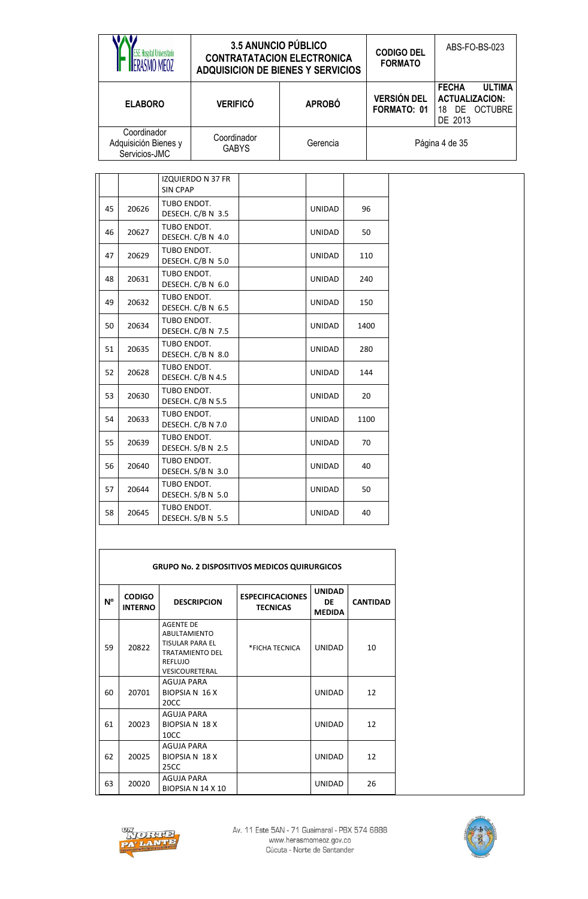| | | | | | |
|---|---|---|---|---|---|
| | | IZQUIERDO N 37 FR SIN CPAP | | | |
| 45 | 20626 | TUBO ENDOT. DESECH. C/B N 3.5 | | UNIDAD | 96 |
| 46 | 20627 | TUBO ENDOT. DESECH. C/B N 4.0 | | UNIDAD | 50 |
| 47 | 20629 | TUBO ENDOT. DESECH. C/B N 5.0 | | UNIDAD | 110 |
| 48 | 20631 | TUBO ENDOT. DESECH. C/B N 6.0 | | UNIDAD | 240 |
| 49 | 20632 | TUBO ENDOT. DESECH. C/B N 6.5 | | UNIDAD | 150 |
| 50 | 20634 | TUBO ENDOT. DESECH. C/B N 7.5 | | UNIDAD | 1400 |
| 51 | 20635 | TUBO ENDOT. DESECH. C/B N 8.0 | | UNIDAD | 280 |
| 52 | 20628 | TUBO ENDOT. DESECH. C/B N 4.5 | | UNIDAD | 144 |
| 53 | 20630 | TUBO ENDOT. DESECH. C/B N 5.5 | | UNIDAD | 20 |
| 54 | 20633 | TUBO ENDOT. DESECH. C/B N 7.0 | | UNIDAD | 1100 |
| 55 | 20639 | TUBO ENDOT. DESECH. S/B N 2.5 | | UNIDAD | 70 |
| 56 | 20640 | TUBO ENDOT. DESECH. S/B N 3.0 | | UNIDAD | 40 |
| 57 | 20644 | TUBO ENDOT. DESECH. S/B N 5.0 | | UNIDAD | 50 |
| 58 | 20645 | TUBO ENDOT. DESECH. S/B N 5.5 | | UNIDAD | 40 |

**GRUPO No. 2 DISPOSITIVOS MEDICOS QUIRURGICOS**

| Nº | CODIGO INTERNO | DESCRIPCION | ESPECIFICACIONES TECNICAS | UNIDAD DE MEDIDA | CANTIDAD |
|---|---|---|---|---|---|
| 59 | 20822 | AGENTE DE ABULTAMIENTO TISULAR PARA EL TRATAMIENTO DEL REFLUJO VESICOURETERAL | *FICHA TECNICA | UNIDAD | 10 |
| 60 | 20701 | AGUJA PARA BIOPSIA N 16 X 20CC | | UNIDAD | 12 |
| 61 | 20023 | AGUJA PARA BIOPSIA N 18 X 10CC | | UNIDAD | 12 |
| 62 | 20025 | AGUJA PARA BIOPSIA N 18 X 25CC | | UNIDAD | 12 |
| 63 | 20020 | AGUJA PARA BIOPSIA N 14 X 10 | | UNIDAD | 26 |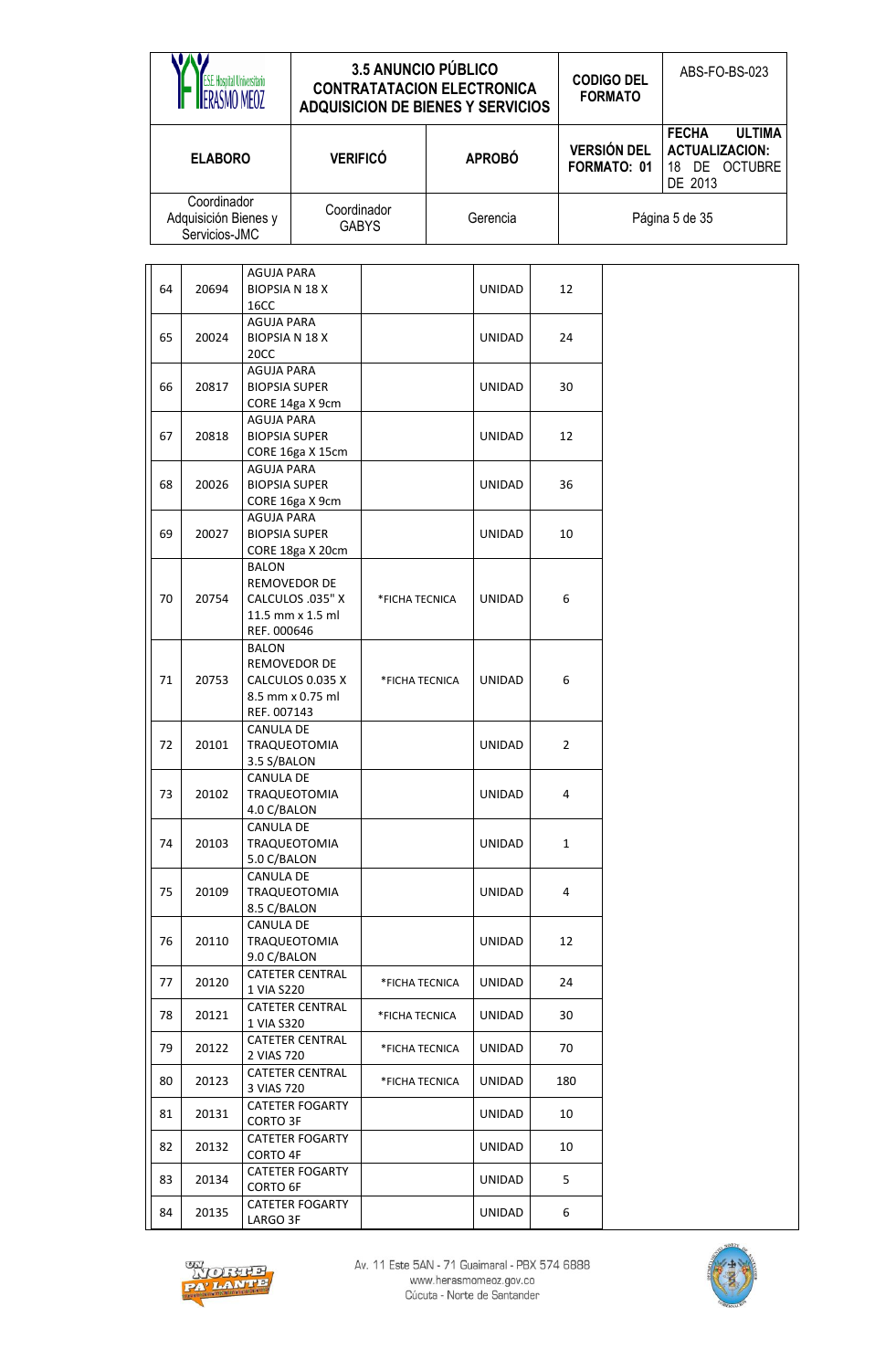| 64 | 20694 | AGUJA PARA BIOPSIA N 18 X 16CC | | UNIDAD | 12 |
|---|---|---|---|---|---|
| 65 | 20024 | AGUJA PARA BIOPSIA N 18 X 20CC | | UNIDAD | 24 |
| 66 | 20817 | AGUJA PARA BIOPSIA SUPER CORE 14ga X 9cm | | UNIDAD | 30 |
| 67 | 20818 | AGUJA PARA BIOPSIA SUPER CORE 16ga X 15cm | | UNIDAD | 12 |
| 68 | 20026 | AGUJA PARA BIOPSIA SUPER CORE 16ga X 9cm | | UNIDAD | 36 |
| 69 | 20027 | AGUJA PARA BIOPSIA SUPER CORE 18ga X 20cm | | UNIDAD | 10 |
| 70 | 20754 | BALON REMOVEDOR DE CALCULOS .035" X 11.5 mm x 1.5 ml REF. 000646 | *FICHA TECNICA | UNIDAD | 6 |
| 71 | 20753 | BALON REMOVEDOR DE CALCULOS 0.035 X 8.5 mm x 0.75 ml REF. 007143 | *FICHA TECNICA | UNIDAD | 6 |
| 72 | 20101 | CANULA DE TRAQUEOTOMIA 3.5 S/BALON | | UNIDAD | 2 |
| 73 | 20102 | CANULA DE TRAQUEOTOMIA 4.0 C/BALON | | UNIDAD | 4 |
| 74 | 20103 | CANULA DE TRAQUEOTOMIA 5.0 C/BALON | | UNIDAD | 1 |
| 75 | 20109 | CANULA DE TRAQUEOTOMIA 8.5 C/BALON | | UNIDAD | 4 |
| 76 | 20110 | CANULA DE TRAQUEOTOMIA 9.0 C/BALON | | UNIDAD | 12 |
| 77 | 20120 | CATETER CENTRAL 1 VIA S220 | *FICHA TECNICA | UNIDAD | 24 |
| 78 | 20121 | CATETER CENTRAL 1 VIA S320 | *FICHA TECNICA | UNIDAD | 30 |
| 79 | 20122 | CATETER CENTRAL 2 VIAS 720 | *FICHA TECNICA | UNIDAD | 70 |
| 80 | 20123 | CATETER CENTRAL 3 VIAS 720 | *FICHA TECNICA | UNIDAD | 180 |
| 81 | 20131 | CATETER FOGARTY CORTO 3F | | UNIDAD | 10 |
| 82 | 20132 | CATETER FOGARTY CORTO 4F | | UNIDAD | 10 |
| 83 | 20134 | CATETER FOGARTY CORTO 6F | | UNIDAD | 5 |
| 84 | 20135 | CATETER FOGARTY LARGO 3F | | UNIDAD | 6 |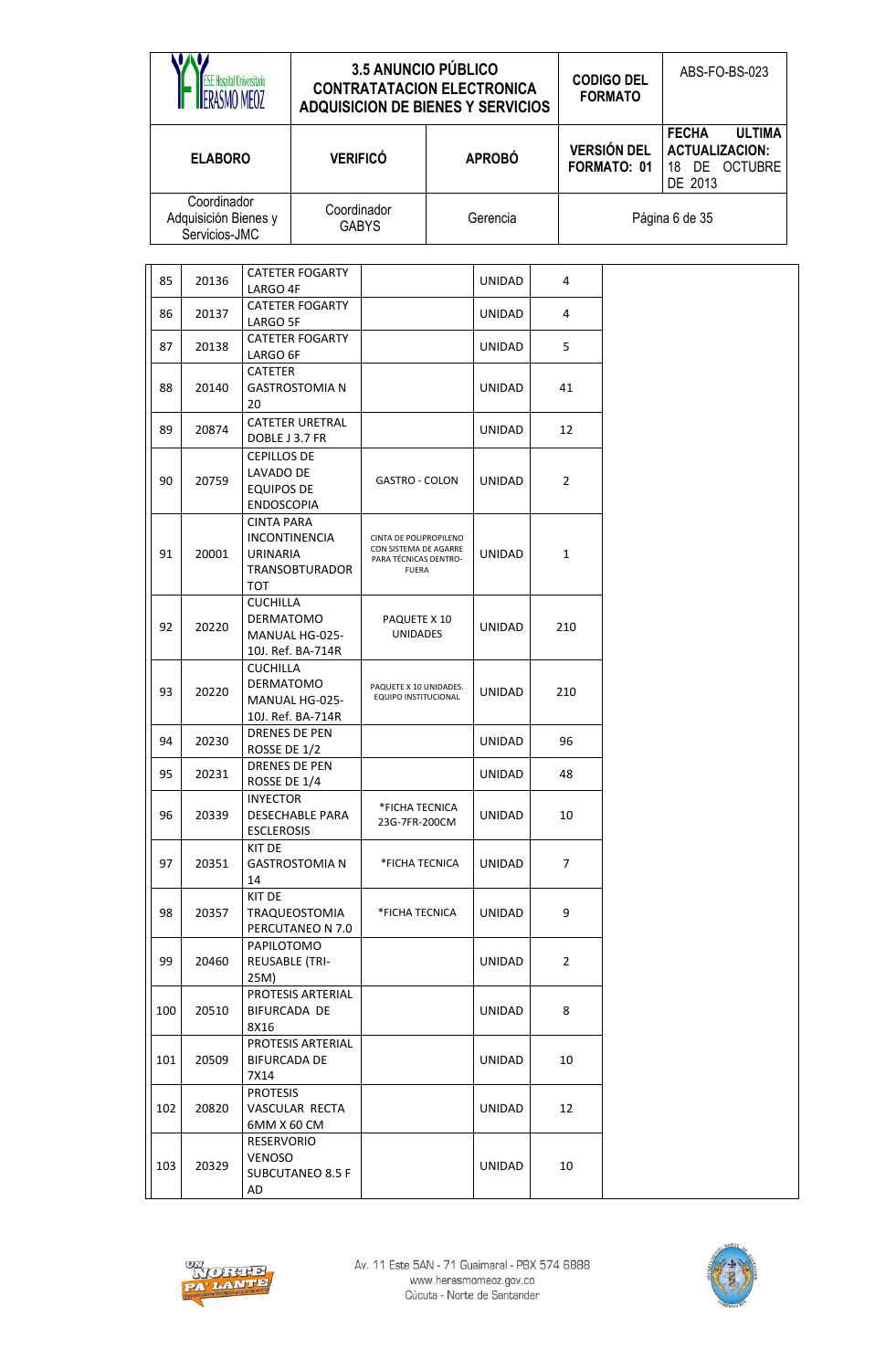| | | | | | | |
|---|---|---|---|---|---|---|
| 85 | 20136 | CATETER FOGARTY LARGO 4F | | UNIDAD | 4 | |
| 86 | 20137 | CATETER FOGARTY LARGO 5F | | UNIDAD | 4 | |
| 87 | 20138 | CATETER FOGARTY LARGO 6F | | UNIDAD | 5 | |
| 88 | 20140 | CATETER GASTROSTOMIA N 20 | | UNIDAD | 41 | |
| 89 | 20874 | CATETER URETRAL DOBLE J 3.7 FR | | UNIDAD | 12 | |
| 90 | 20759 | CEPILLOS DE LAVADO DE EQUIPOS DE ENDOSCOPIA | GASTRO - COLON | UNIDAD | 2 | |
| 91 | 20001 | CINTA PARA INCONTINENCIA URINARIA TRANSOBTURADOR TOT | CINTA DE POLIPROPILENO CON SISTEMA DE AGARRE PARA TÉCNICAS DENTRO-FUERA | UNIDAD | 1 | |
| 92 | 20220 | CUCHILLA DERMATOMO MANUAL HG-025-10J. Ref. BA-714R | PAQUETE X 10 UNIDADES | UNIDAD | 210 | |
| 93 | 20220 | CUCHILLA DERMATOMO MANUAL HG-025-10J. Ref. BA-714R | PAQUETE X 10 UNIDADES. EQUIPO INSTITUCIONAL | UNIDAD | 210 | |
| 94 | 20230 | DRENES DE PEN ROSSE DE 1/2 | | UNIDAD | 96 | |
| 95 | 20231 | DRENES DE PEN ROSSE DE 1/4 | | UNIDAD | 48 | |
| 96 | 20339 | INYECTOR DESECHABLE PARA ESCLEROSIS | *FICHA TECNICA 23G-7FR-200CM | UNIDAD | 10 | |
| 97 | 20351 | KIT DE GASTROSTOMIA N 14 | *FICHA TECNICA | UNIDAD | 7 | |
| 98 | 20357 | KIT DE TRAQUEOSTOMIA PERCUTANEO N 7.0 | *FICHA TECNICA | UNIDAD | 9 | |
| 99 | 20460 | PAPILOTOMO REUSABLE (TRI-25M) | | UNIDAD | 2 | |
| 100 | 20510 | PROTESIS ARTERIAL BIFURCADA DE 8X16 | | UNIDAD | 8 | |
| 101 | 20509 | PROTESIS ARTERIAL BIFURCADA DE 7X14 | | UNIDAD | 10 | |
| 102 | 20820 | PROTESIS VASCULAR RECTA 6MM X 60 CM | | UNIDAD | 12 | |
| 103 | 20329 | RESERVORIO VENOSO SUBCUTANEO 8.5 F AD | | UNIDAD | 10 | |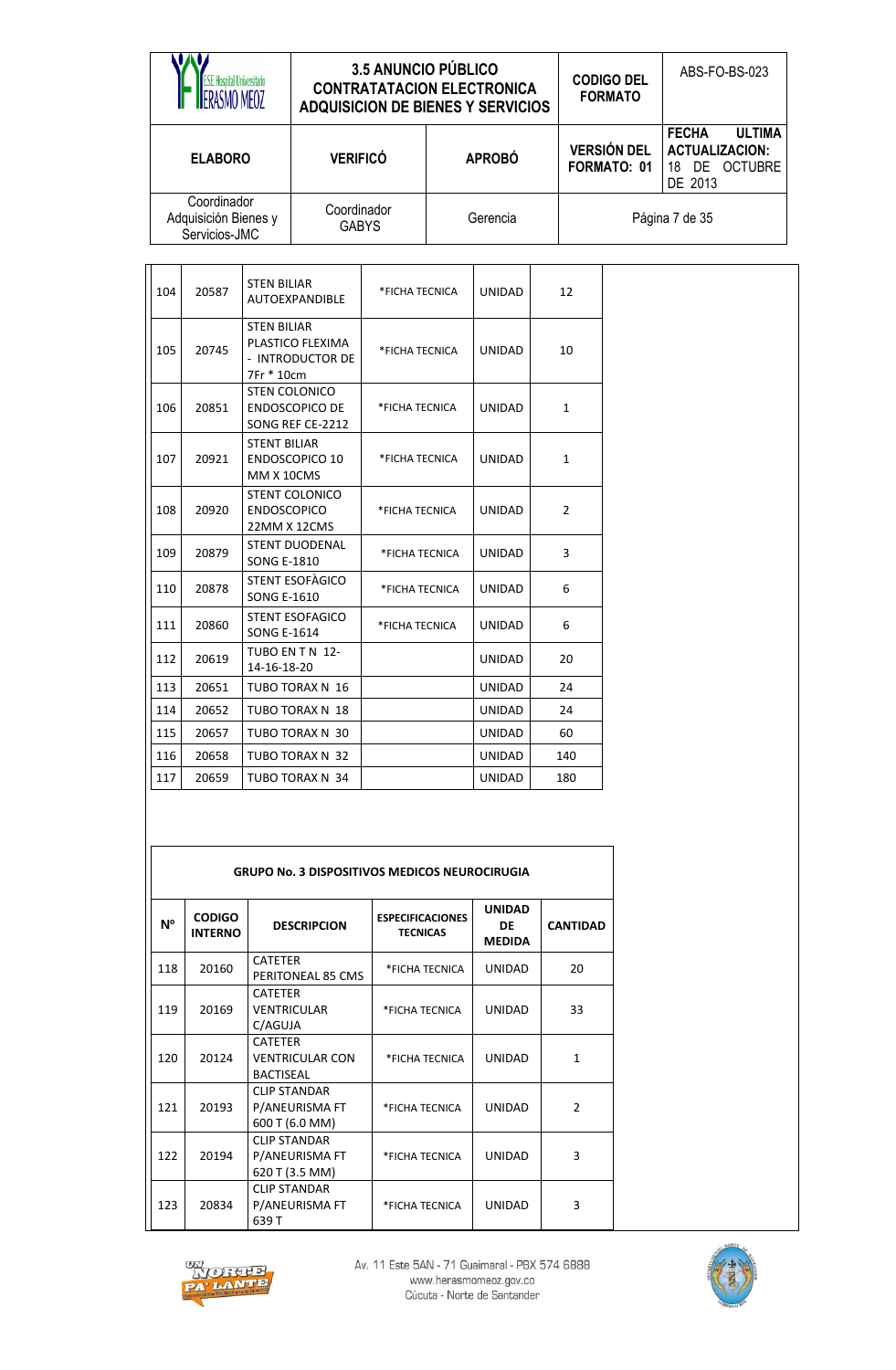| 104 | 20587 | STEN BILIAR AUTOEXPANDIBLE | *FICHA TECNICA | UNIDAD | 12 |
|---|---|---|---|---|---|
| 105 | 20745 | STEN BILIAR PLASTICO FLEXIMA - INTRODUCTOR DE 7Fr * 10cm | *FICHA TECNICA | UNIDAD | 10 |
| 106 | 20851 | STEN COLONICO ENDOSCOPICO DE SONG REF CE-2212 | *FICHA TECNICA | UNIDAD | 1 |
| 107 | 20921 | STENT BILIAR ENDOSCOPICO 10 MM X 10CMS | *FICHA TECNICA | UNIDAD | 1 |
| 108 | 20920 | STENT COLONICO ENDOSCOPICO 22MM X 12CMS | *FICHA TECNICA | UNIDAD | 2 |
| 109 | 20879 | STENT DUODENAL SONG E-1810 | *FICHA TECNICA | UNIDAD | 3 |
| 110 | 20878 | STENT ESOFÀGICO SONG E-1610 | *FICHA TECNICA | UNIDAD | 6 |
| 111 | 20860 | STENT ESOFAGICO SONG E-1614 | *FICHA TECNICA | UNIDAD | 6 |
| 112 | 20619 | TUBO EN T N 12-14-16-18-20 | | UNIDAD | 20 |
| 113 | 20651 | TUBO TORAX N 16 | | UNIDAD | 24 |
| 114 | 20652 | TUBO TORAX N 18 | | UNIDAD | 24 |
| 115 | 20657 | TUBO TORAX N 30 | | UNIDAD | 60 |
| 116 | 20658 | TUBO TORAX N 32 | | UNIDAD | 140 |
| 117 | 20659 | TUBO TORAX N 34 | | UNIDAD | 180 |

**GRUPO No. 3 DISPOSITIVOS MEDICOS NEUROCIRUGIA**

| Nº | CODIGO INTERNO | DESCRIPCION | ESPECIFICACIONES TECNICAS | UNIDAD DE MEDIDA | CANTIDAD |
|---|---|---|---|---|---|
| 118 | 20160 | CATETER PERITONEAL 85 CMS | *FICHA TECNICA | UNIDAD | 20 |
| 119 | 20169 | CATETER VENTRICULAR C/AGUJA | *FICHA TECNICA | UNIDAD | 33 |
| 120 | 20124 | CATETER VENTRICULAR CON BACTISEAL | *FICHA TECNICA | UNIDAD | 1 |
| 121 | 20193 | CLIP STANDAR P/ANEURISMA FT 600 T (6.0 MM) | *FICHA TECNICA | UNIDAD | 2 |
| 122 | 20194 | CLIP STANDAR P/ANEURISMA FT 620 T (3.5 MM) | *FICHA TECNICA | UNIDAD | 3 |
| 123 | 20834 | CLIP STANDAR P/ANEURISMA FT 639 T | *FICHA TECNICA | UNIDAD | 3 |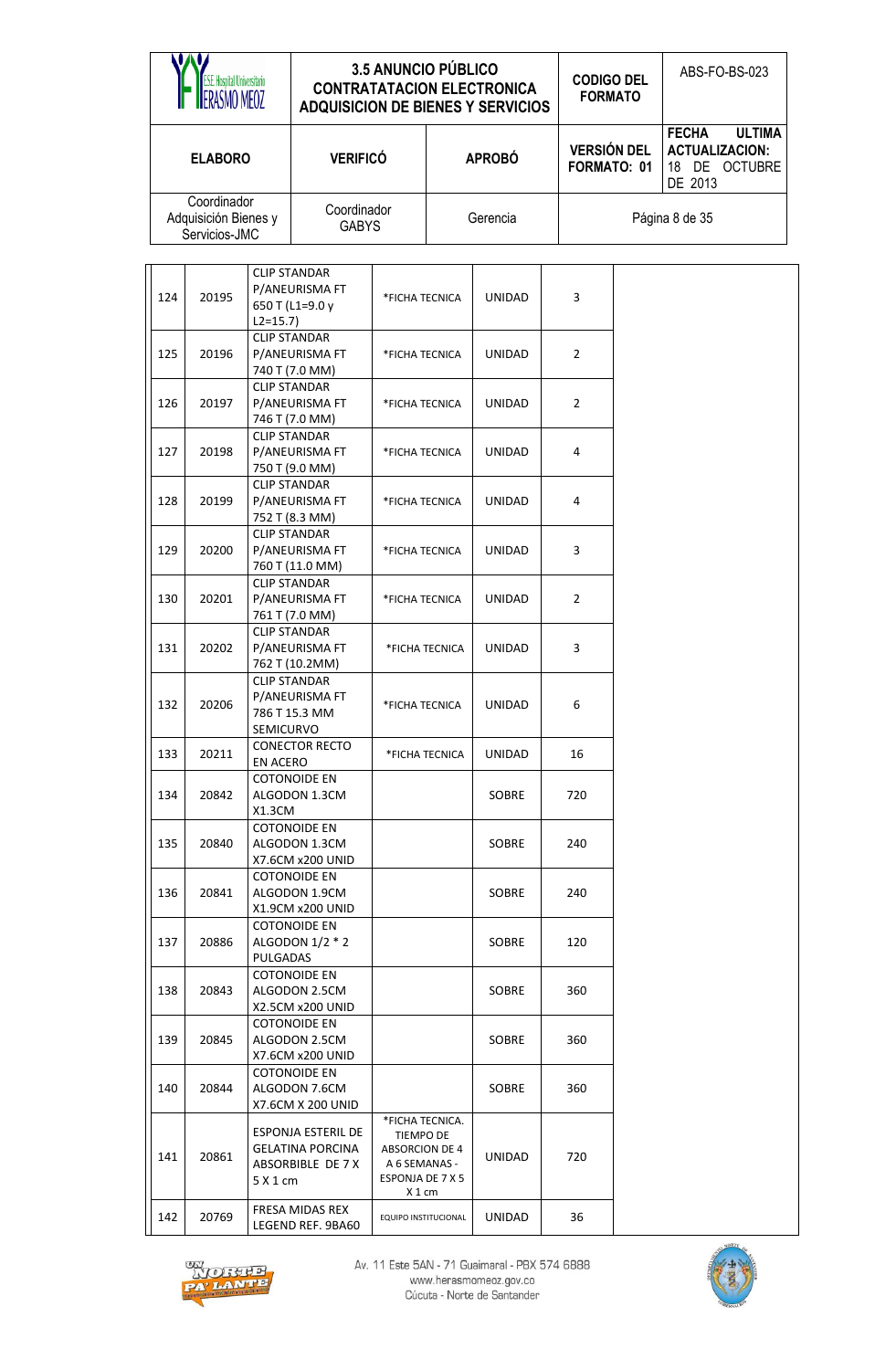| | | | | | | |
|---|---|---|---|---|---|---|
| 124 | 20195 | CLIP STANDAR P/ANEURISMA FT 650 T (L1=9.0 y L2=15.7) | *FICHA TECNICA | UNIDAD | 3 | |
| 125 | 20196 | CLIP STANDAR P/ANEURISMA FT 740 T (7.0 MM) | *FICHA TECNICA | UNIDAD | 2 | |
| 126 | 20197 | CLIP STANDAR P/ANEURISMA FT 746 T (7.0 MM) | *FICHA TECNICA | UNIDAD | 2 | |
| 127 | 20198 | CLIP STANDAR P/ANEURISMA FT 750 T (9.0 MM) | *FICHA TECNICA | UNIDAD | 4 | |
| 128 | 20199 | CLIP STANDAR P/ANEURISMA FT 752 T (8.3 MM) | *FICHA TECNICA | UNIDAD | 4 | |
| 129 | 20200 | CLIP STANDAR P/ANEURISMA FT 760 T (11.0 MM) | *FICHA TECNICA | UNIDAD | 3 | |
| 130 | 20201 | CLIP STANDAR P/ANEURISMA FT 761 T (7.0 MM) | *FICHA TECNICA | UNIDAD | 2 | |
| 131 | 20202 | CLIP STANDAR P/ANEURISMA FT 762 T (10.2MM) | *FICHA TECNICA | UNIDAD | 3 | |
| 132 | 20206 | CLIP STANDAR P/ANEURISMA FT 786 T 15.3 MM SEMICURVO | *FICHA TECNICA | UNIDAD | 6 | |
| 133 | 20211 | CONECTOR RECTO EN ACERO | *FICHA TECNICA | UNIDAD | 16 | |
| 134 | 20842 | COTONOIDE EN ALGODON 1.3CM X1.3CM | | SOBRE | 720 | |
| 135 | 20840 | COTONOIDE EN ALGODON 1.3CM X7.6CM x200 UNID | | SOBRE | 240 | |
| 136 | 20841 | COTONOIDE EN ALGODON 1.9CM X1.9CM x200 UNID | | SOBRE | 240 | |
| 137 | 20886 | COTONOIDE EN ALGODON 1/2 * 2 PULGADAS | | SOBRE | 120 | |
| 138 | 20843 | COTONOIDE EN ALGODON 2.5CM X2.5CM x200 UNID | | SOBRE | 360 | |
| 139 | 20845 | COTONOIDE EN ALGODON 2.5CM X7.6CM x200 UNID | | SOBRE | 360 | |
| 140 | 20844 | COTONOIDE EN ALGODON 7.6CM X7.6CM X 200 UNID | | SOBRE | 360 | |
| 141 | 20861 | ESPONJA ESTERIL DE GELATINA PORCINA ABSORBIBLE DE 7 X 5 X 1 cm | *FICHA TECNICA. TIEMPO DE ABSORCION DE 4 A 6 SEMANAS - ESPONJA DE 7 X 5 X 1 cm | UNIDAD | 720 | |
| 142 | 20769 | FRESA MIDAS REX LEGEND REF. 9BA60 | EQUIPO INSTITUCIONAL | UNIDAD | 36 | |

Av. 11 Este 5AN - 71 Guaimaral - PBX 574 6888
www.herasmomeoz.gov.co
Cúcuta - Norte de Santander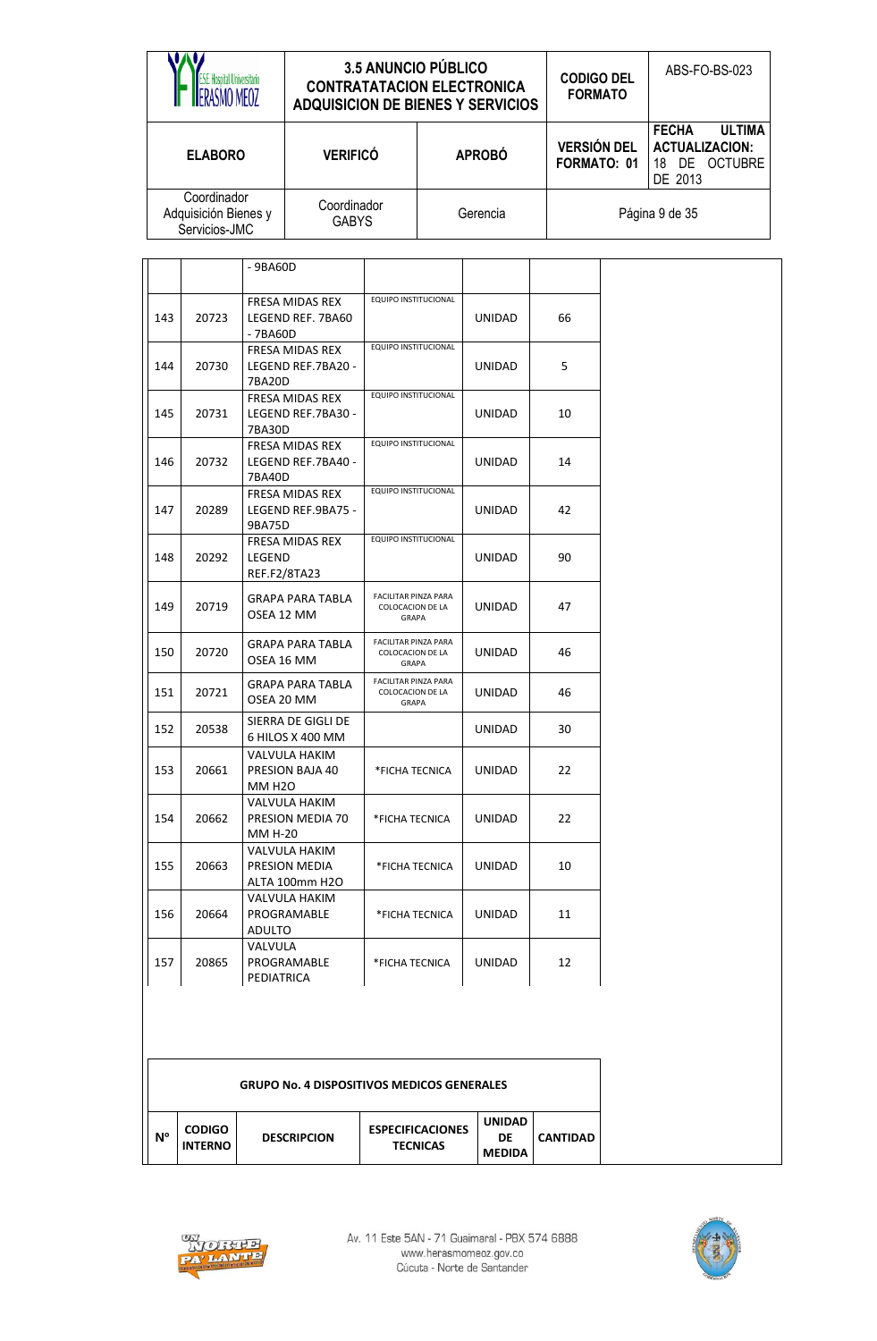| | | - 9BA60D | | | |
|---|---|---|---|---|---|
| 143 | 20723 | FRESA MIDAS REX LEGEND REF. 7BA60 - 7BA60D | EQUIPO INSTITUCIONAL | UNIDAD | 66 |
| 144 | 20730 | FRESA MIDAS REX LEGEND REF.7BA20 - 7BA20D | EQUIPO INSTITUCIONAL | UNIDAD | 5 |
| 145 | 20731 | FRESA MIDAS REX LEGEND REF.7BA30 - 7BA30D | EQUIPO INSTITUCIONAL | UNIDAD | 10 |
| 146 | 20732 | FRESA MIDAS REX LEGEND REF.7BA40 - 7BA40D | EQUIPO INSTITUCIONAL | UNIDAD | 14 |
| 147 | 20289 | FRESA MIDAS REX LEGEND REF.9BA75 - 9BA75D | EQUIPO INSTITUCIONAL | UNIDAD | 42 |
| 148 | 20292 | FRESA MIDAS REX LEGEND REF.F2/8TA23 | EQUIPO INSTITUCIONAL | UNIDAD | 90 |
| 149 | 20719 | GRAPA PARA TABLA OSEA 12 MM | FACILITAR PINZA PARA COLOCACION DE LA GRAPA | UNIDAD | 47 |
| 150 | 20720 | GRAPA PARA TABLA OSEA 16 MM | FACILITAR PINZA PARA COLOCACION DE LA GRAPA | UNIDAD | 46 |
| 151 | 20721 | GRAPA PARA TABLA OSEA 20 MM | FACILITAR PINZA PARA COLOCACION DE LA GRAPA | UNIDAD | 46 |
| 152 | 20538 | SIERRA DE GIGLI DE 6 HILOS X 400 MM | | UNIDAD | 30 |
| 153 | 20661 | VALVULA HAKIM PRESION BAJA 40 MM H2O | *FICHA TECNICA | UNIDAD | 22 |
| 154 | 20662 | VALVULA HAKIM PRESION MEDIA 70 MM H-20 | *FICHA TECNICA | UNIDAD | 22 |
| 155 | 20663 | VALVULA HAKIM PRESION MEDIA ALTA 100mm H2O | *FICHA TECNICA | UNIDAD | 10 |
| 156 | 20664 | VALVULA HAKIM PROGRAMABLE ADULTO | *FICHA TECNICA | UNIDAD | 11 |
| 157 | 20865 | VALVULA PROGRAMABLE PEDIATRICA | *FICHA TECNICA | UNIDAD | 12 |

**GRUPO No. 4 DISPOSITIVOS MEDICOS GENERALES**

| Nº | CODIGO INTERNO | DESCRIPCION | ESPECIFICACIONES TECNICAS | UNIDAD DE MEDIDA | CANTIDAD |
|---|---|---|---|---|---|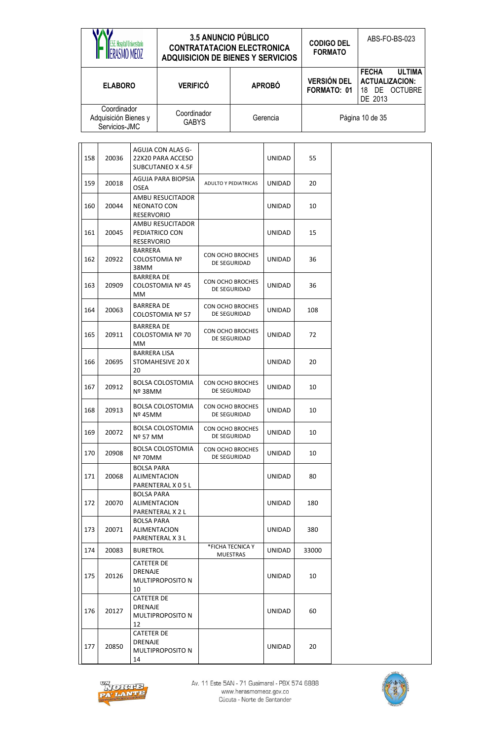| 158 | 20036 | AGUJA CON ALAS G-22X20 PARA ACCESO SUBCUTANEO X 4.5F | | UNIDAD | 55 | |
|---|---|---|---|---|---|---|
| 159 | 20018 | AGUJA PARA BIOPSIA OSEA | ADULTO Y PEDIATRICAS | UNIDAD | 20 | |
| 160 | 20044 | AMBU RESUCITADOR NEONATO CON RESERVORIO | | UNIDAD | 10 | |
| 161 | 20045 | AMBU RESUCITADOR PEDIATRICO CON RESERVORIO | | UNIDAD | 15 | |
| 162 | 20922 | BARRERA COLOSTOMIA Nº 38MM | CON OCHO BROCHES DE SEGURIDAD | UNIDAD | 36 | |
| 163 | 20909 | BARRERA DE COLOSTOMIA Nº 45 MM | CON OCHO BROCHES DE SEGURIDAD | UNIDAD | 36 | |
| 164 | 20063 | BARRERA DE COLOSTOMIA Nº 57 | CON OCHO BROCHES DE SEGURIDAD | UNIDAD | 108 | |
| 165 | 20911 | BARRERA DE COLOSTOMIA Nº 70 MM | CON OCHO BROCHES DE SEGURIDAD | UNIDAD | 72 | |
| 166 | 20695 | BARRERA LISA STOMAHESIVE 20 X 20 | | UNIDAD | 20 | |
| 167 | 20912 | BOLSA COLOSTOMIA Nº 38MM | CON OCHO BROCHES DE SEGURIDAD | UNIDAD | 10 | |
| 168 | 20913 | BOLSA COLOSTOMIA Nº 45MM | CON OCHO BROCHES DE SEGURIDAD | UNIDAD | 10 | |
| 169 | 20072 | BOLSA COLOSTOMIA Nº 57 MM | CON OCHO BROCHES DE SEGURIDAD | UNIDAD | 10 | |
| 170 | 20908 | BOLSA COLOSTOMIA Nº 70MM | CON OCHO BROCHES DE SEGURIDAD | UNIDAD | 10 | |
| 171 | 20068 | BOLSA PARA ALIMENTACION PARENTERAL X 0 5 L | | UNIDAD | 80 | |
| 172 | 20070 | BOLSA PARA ALIMENTACION PARENTERAL X 2 L | | UNIDAD | 180 | |
| 173 | 20071 | BOLSA PARA ALIMENTACION PARENTERAL X 3 L | | UNIDAD | 380 | |
| 174 | 20083 | BURETROL | *FICHA TECNICA Y MUESTRAS | UNIDAD | 33000 | |
| 175 | 20126 | CATETER DE DRENAJE MULTIPROPOSITO N 10 | | UNIDAD | 10 | |
| 176 | 20127 | CATETER DE DRENAJE MULTIPROPOSITO N 12 | | UNIDAD | 60 | |
| 177 | 20850 | CATETER DE DRENAJE MULTIPROPOSITO N 14 | | UNIDAD | 20 | |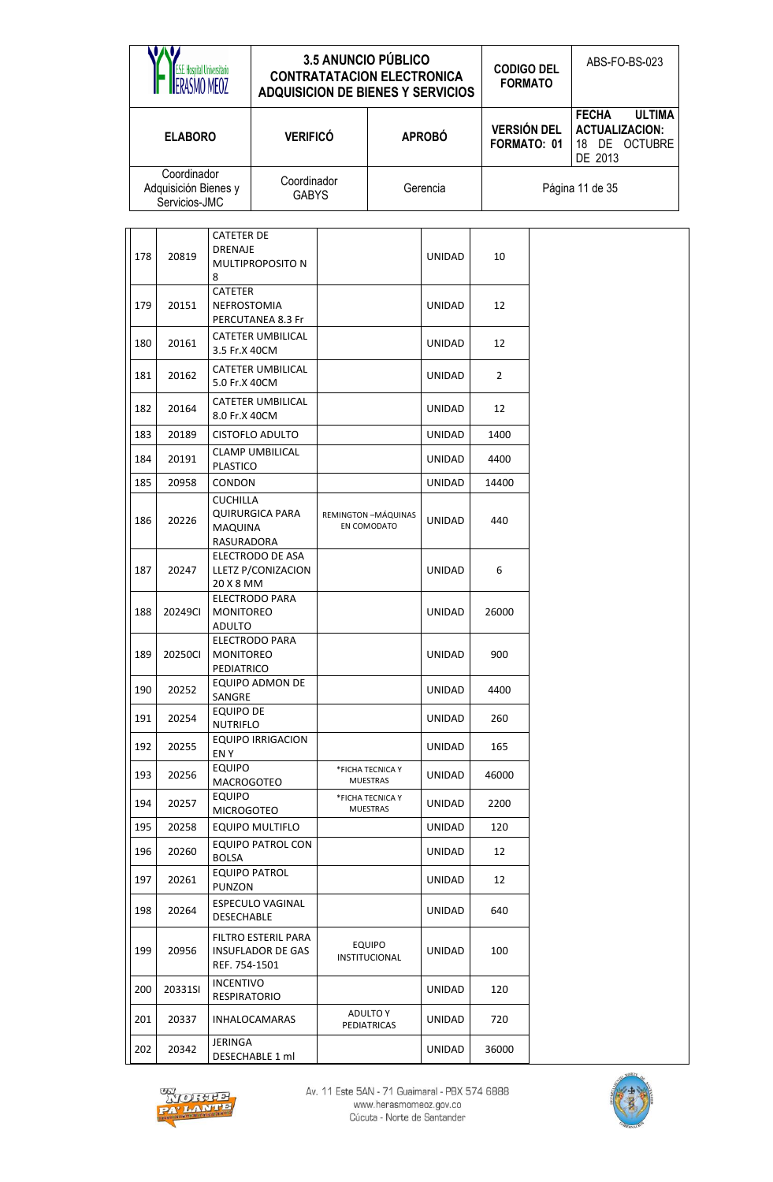| 178 | 20819 | CATETER DE DRENAJE MULTIPROPOSITO N 8 | | UNIDAD | 10 | |
|---|---|---|---|---|---|---|
| 179 | 20151 | CATETER NEFROSTOMIA PERCUTANEA 8.3 Fr | | UNIDAD | 12 | |
| 180 | 20161 | CATETER UMBILICAL 3.5 Fr.X 40CM | | UNIDAD | 12 | |
| 181 | 20162 | CATETER UMBILICAL 5.0 Fr.X 40CM | | UNIDAD | 2 | |
| 182 | 20164 | CATETER UMBILICAL 8.0 Fr.X 40CM | | UNIDAD | 12 | |
| 183 | 20189 | CISTOFLO ADULTO | | UNIDAD | 1400 | |
| 184 | 20191 | CLAMP UMBILICAL PLASTICO | | UNIDAD | 4400 | |
| 185 | 20958 | CONDON | | UNIDAD | 14400 | |
| 186 | 20226 | CUCHILLA QUIRURGICA PARA MAQUINA RASURADORA | REMINGTON –MÁQUINAS EN COMODATO | UNIDAD | 440 | |
| 187 | 20247 | ELECTRODO DE ASA LLETZ P/CONIZACION 20 X 8 MM | | UNIDAD | 6 | |
| 188 | 20249CI | ELECTRODO PARA MONITOREO ADULTO | | UNIDAD | 26000 | |
| 189 | 20250CI | ELECTRODO PARA MONITOREO PEDIATRICO | | UNIDAD | 900 | |
| 190 | 20252 | EQUIPO ADMON DE SANGRE | | UNIDAD | 4400 | |
| 191 | 20254 | EQUIPO DE NUTRIFLO | | UNIDAD | 260 | |
| 192 | 20255 | EQUIPO IRRIGACION EN Y | | UNIDAD | 165 | |
| 193 | 20256 | EQUIPO MACROGOTEO | *FICHA TECNICA Y MUESTRAS | UNIDAD | 46000 | |
| 194 | 20257 | EQUIPO MICROGOTEO | *FICHA TECNICA Y MUESTRAS | UNIDAD | 2200 | |
| 195 | 20258 | EQUIPO MULTIFLO | | UNIDAD | 120 | |
| 196 | 20260 | EQUIPO PATROL CON BOLSA | | UNIDAD | 12 | |
| 197 | 20261 | EQUIPO PATROL PUNZON | | UNIDAD | 12 | |
| 198 | 20264 | ESPECULO VAGINAL DESECHABLE | | UNIDAD | 640 | |
| 199 | 20956 | FILTRO ESTERIL PARA INSUFLADOR DE GAS REF. 754-1501 | EQUIPO INSTITUCIONAL | UNIDAD | 100 | |
| 200 | 20331SI | INCENTIVO RESPIRATORIO | | UNIDAD | 120 | |
| 201 | 20337 | INHALOCAMARAS | ADULTO Y PEDIATRICAS | UNIDAD | 720 | |
| 202 | 20342 | JERINGA DESECHABLE 1 ml | | UNIDAD | 36000 | |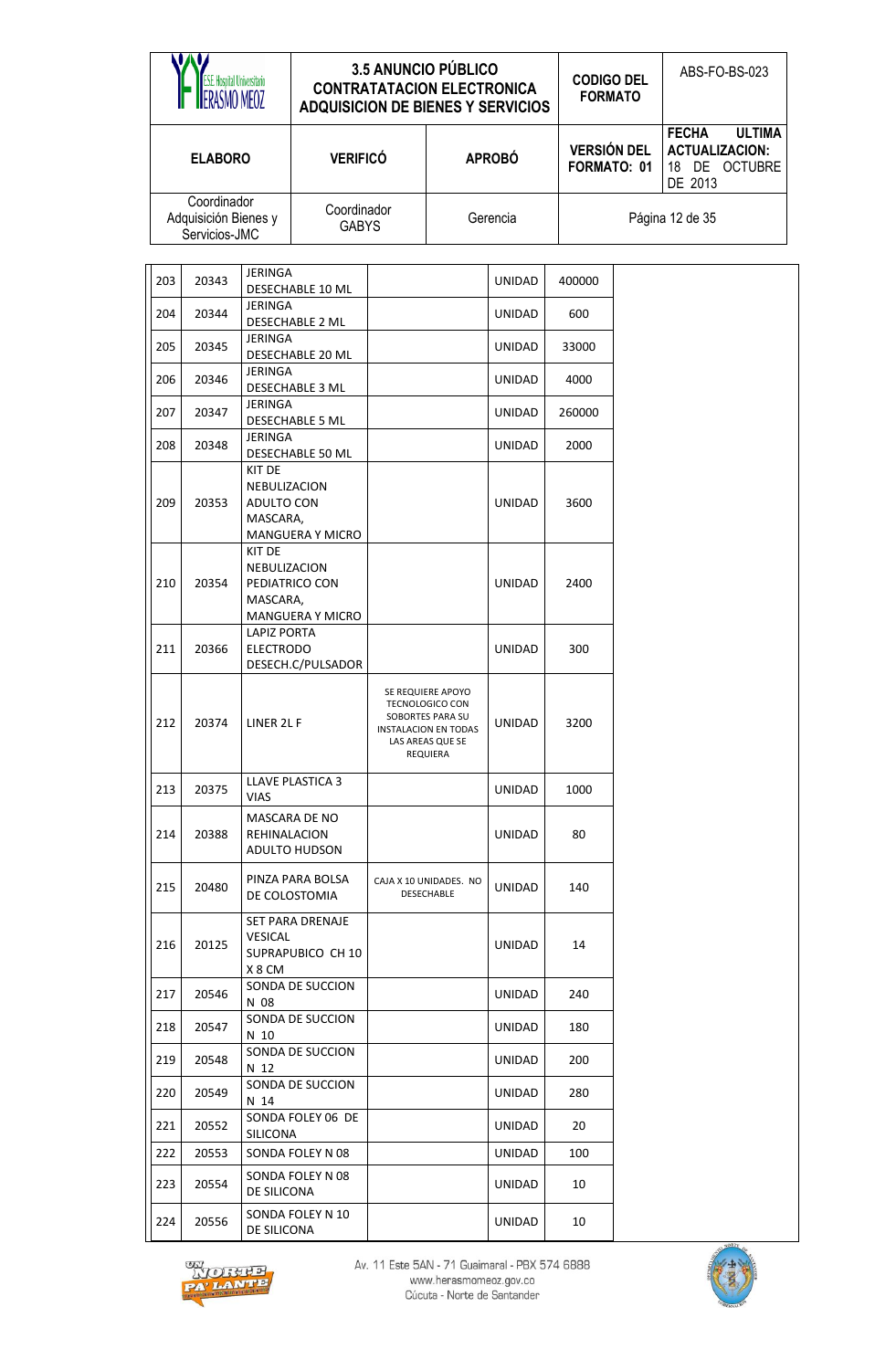| 203 | 20343 | JERINGA DESECHABLE 10 ML | | UNIDAD | 400000 |
|---|---|---|---|---|---|
| 204 | 20344 | JERINGA DESECHABLE 2 ML | | UNIDAD | 600 |
| 205 | 20345 | JERINGA DESECHABLE 20 ML | | UNIDAD | 33000 |
| 206 | 20346 | JERINGA DESECHABLE 3 ML | | UNIDAD | 4000 |
| 207 | 20347 | JERINGA DESECHABLE 5 ML | | UNIDAD | 260000 |
| 208 | 20348 | JERINGA DESECHABLE 50 ML | | UNIDAD | 2000 |
| 209 | 20353 | KIT DE NEBULIZACION ADULTO CON MASCARA, MANGUERA Y MICRO | | UNIDAD | 3600 |
| 210 | 20354 | KIT DE NEBULIZACION PEDIATRICO CON MASCARA, MANGUERA Y MICRO | | UNIDAD | 2400 |
| 211 | 20366 | LAPIZ PORTA ELECTRODO DESECH.C/PULSADOR | | UNIDAD | 300 |
| 212 | 20374 | LINER 2L F | SE REQUIERE APOYO TECNOLOGICO CON SOBORTES PARA SU INSTALACION EN TODAS LAS AREAS QUE SE REQUIERA | UNIDAD | 3200 |
| 213 | 20375 | LLAVE PLASTICA 3 VIAS | | UNIDAD | 1000 |
| 214 | 20388 | MASCARA DE NO REHINALACION ADULTO HUDSON | | UNIDAD | 80 |
| 215 | 20480 | PINZA PARA BOLSA DE COLOSTOMIA | CAJA X 10 UNIDADES. NO DESECHABLE | UNIDAD | 140 |
| 216 | 20125 | SET PARA DRENAJE VESICAL SUPRAPUBICO CH 10 X 8 CM | | UNIDAD | 14 |
| 217 | 20546 | SONDA DE SUCCION N 08 | | UNIDAD | 240 |
| 218 | 20547 | SONDA DE SUCCION N 10 | | UNIDAD | 180 |
| 219 | 20548 | SONDA DE SUCCION N 12 | | UNIDAD | 200 |
| 220 | 20549 | SONDA DE SUCCION N 14 | | UNIDAD | 280 |
| 221 | 20552 | SONDA FOLEY 06 DE SILICONA | | UNIDAD | 20 |
| 222 | 20553 | SONDA FOLEY N 08 | | UNIDAD | 100 |
| 223 | 20554 | SONDA FOLEY N 08 DE SILICONA | | UNIDAD | 10 |
| 224 | 20556 | SONDA FOLEY N 10 DE SILICONA | | UNIDAD | 10 |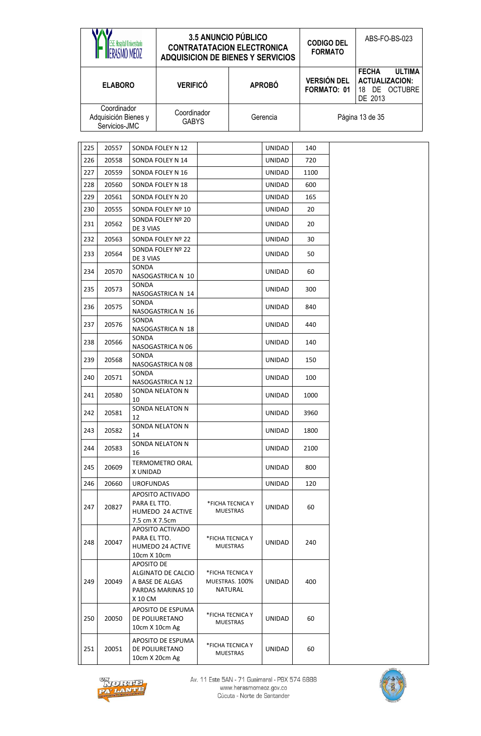| 225 | 20557 | SONDA FOLEY N 12 | | UNIDAD | 140 | |
|---|---|---|---|---|---|---|
| 226 | 20558 | SONDA FOLEY N 14 | | UNIDAD | 720 | |
| 227 | 20559 | SONDA FOLEY N 16 | | UNIDAD | 1100 | |
| 228 | 20560 | SONDA FOLEY N 18 | | UNIDAD | 600 | |
| 229 | 20561 | SONDA FOLEY N 20 | | UNIDAD | 165 | |
| 230 | 20555 | SONDA FOLEY Nº 10 | | UNIDAD | 20 | |
| 231 | 20562 | SONDA FOLEY Nº 20 DE 3 VIAS | | UNIDAD | 20 | |
| 232 | 20563 | SONDA FOLEY Nº 22 | | UNIDAD | 30 | |
| 233 | 20564 | SONDA FOLEY Nº 22 DE 3 VIAS | | UNIDAD | 50 | |
| 234 | 20570 | SONDA NASOGASTRICA N 10 | | UNIDAD | 60 | |
| 235 | 20573 | SONDA NASOGASTRICA N 14 | | UNIDAD | 300 | |
| 236 | 20575 | SONDA NASOGASTRICA N 16 | | UNIDAD | 840 | |
| 237 | 20576 | SONDA NASOGASTRICA N 18 | | UNIDAD | 440 | |
| 238 | 20566 | SONDA NASOGASTRICA N 06 | | UNIDAD | 140 | |
| 239 | 20568 | SONDA NASOGASTRICA N 08 | | UNIDAD | 150 | |
| 240 | 20571 | SONDA NASOGASTRICA N 12 | | UNIDAD | 100 | |
| 241 | 20580 | SONDA NELATON N 10 | | UNIDAD | 1000 | |
| 242 | 20581 | SONDA NELATON N 12 | | UNIDAD | 3960 | |
| 243 | 20582 | SONDA NELATON N 14 | | UNIDAD | 1800 | |
| 244 | 20583 | SONDA NELATON N 16 | | UNIDAD | 2100 | |
| 245 | 20609 | TERMOMETRO ORAL X UNIDAD | | UNIDAD | 800 | |
| 246 | 20660 | UROFUNDAS | | UNIDAD | 120 | |
| 247 | 20827 | APOSITO ACTIVADO PARA EL TTO. HUMEDO 24 ACTIVE 7.5 cm X 7.5cm | *FICHA TECNICA Y MUESTRAS | UNIDAD | 60 | |
| 248 | 20047 | APOSITO ACTIVADO PARA EL TTO. HUMEDO 24 ACTIVE 10cm X 10cm | *FICHA TECNICA Y MUESTRAS | UNIDAD | 240 | |
| 249 | 20049 | APOSITO DE ALGINATO DE CALCIO A BASE DE ALGAS PARDAS MARINAS 10 X 10 CM | *FICHA TECNICA Y MUESTRAS. 100% NATURAL | UNIDAD | 400 | |
| 250 | 20050 | APOSITO DE ESPUMA DE POLIURETANO 10cm X 10cm Ag | *FICHA TECNICA Y MUESTRAS | UNIDAD | 60 | |
| 251 | 20051 | APOSITO DE ESPUMA DE POLIURETANO 10cm X 20cm Ag | *FICHA TECNICA Y MUESTRAS | UNIDAD | 60 | |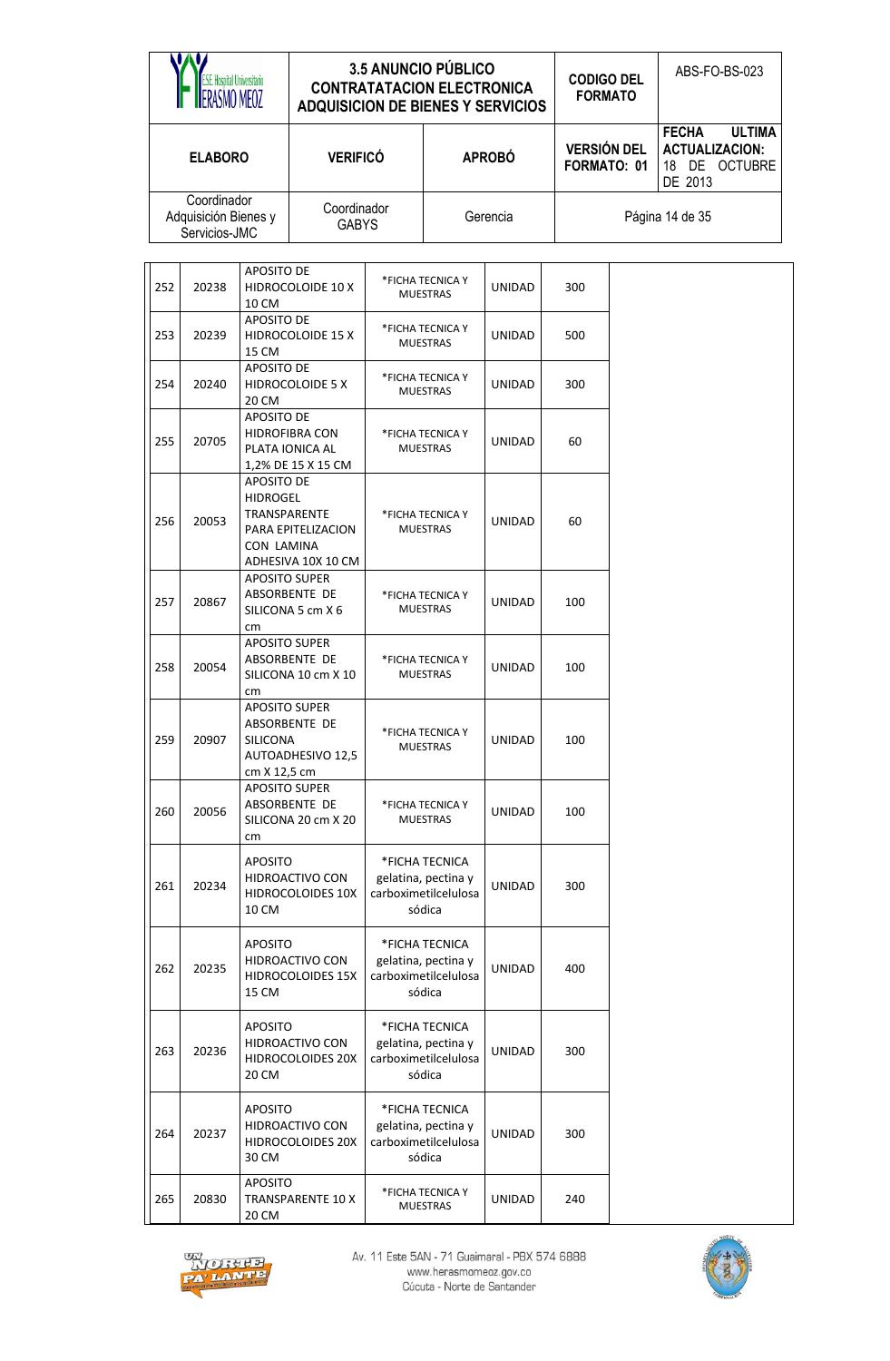| 252 | 20238 | APOSITO DE HIDROCOLOIDE 10 X 10 CM | *FICHA TECNICA Y MUESTRAS | UNIDAD | 300 | |
|---|---|---|---|---|---|---|
| 253 | 20239 | APOSITO DE HIDROCOLOIDE 15 X 15 CM | *FICHA TECNICA Y MUESTRAS | UNIDAD | 500 | |
| 254 | 20240 | APOSITO DE HIDROCOLOIDE 5 X 20 CM | *FICHA TECNICA Y MUESTRAS | UNIDAD | 300 | |
| 255 | 20705 | APOSITO DE HIDROFIBRA CON PLATA IONICA AL 1,2% DE 15 X 15 CM | *FICHA TECNICA Y MUESTRAS | UNIDAD | 60 | |
| 256 | 20053 | APOSITO DE HIDROGEL TRANSPARENTE PARA EPITELIZACION CON LAMINA ADHESIVA 10X 10 CM | *FICHA TECNICA Y MUESTRAS | UNIDAD | 60 | |
| 257 | 20867 | APOSITO SUPER ABSORBENTE DE SILICONA 5 cm X 6 cm | *FICHA TECNICA Y MUESTRAS | UNIDAD | 100 | |
| 258 | 20054 | APOSITO SUPER ABSORBENTE DE SILICONA 10 cm X 10 cm | *FICHA TECNICA Y MUESTRAS | UNIDAD | 100 | |
| 259 | 20907 | APOSITO SUPER ABSORBENTE DE SILICONA AUTOADHESIVO 12,5 cm X 12,5 cm | *FICHA TECNICA Y MUESTRAS | UNIDAD | 100 | |
| 260 | 20056 | APOSITO SUPER ABSORBENTE DE SILICONA 20 cm X 20 cm | *FICHA TECNICA Y MUESTRAS | UNIDAD | 100 | |
| 261 | 20234 | APOSITO HIDROACTIVO CON HIDROCOLOIDES 10X 10 CM | *FICHA TECNICA gelatina, pectina y carboximetilcelulosa sódica | UNIDAD | 300 | |
| 262 | 20235 | APOSITO HIDROACTIVO CON HIDROCOLOIDES 15X 15 CM | *FICHA TECNICA gelatina, pectina y carboximetilcelulosa sódica | UNIDAD | 400 | |
| 263 | 20236 | APOSITO HIDROACTIVO CON HIDROCOLOIDES 20X 20 CM | *FICHA TECNICA gelatina, pectina y carboximetilcelulosa sódica | UNIDAD | 300 | |
| 264 | 20237 | APOSITO HIDROACTIVO CON HIDROCOLOIDES 20X 30 CM | *FICHA TECNICA gelatina, pectina y carboximetilcelulosa sódica | UNIDAD | 300 | |
| 265 | 20830 | APOSITO TRANSPARENTE 10 X 20 CM | *FICHA TECNICA Y MUESTRAS | UNIDAD | 240 | |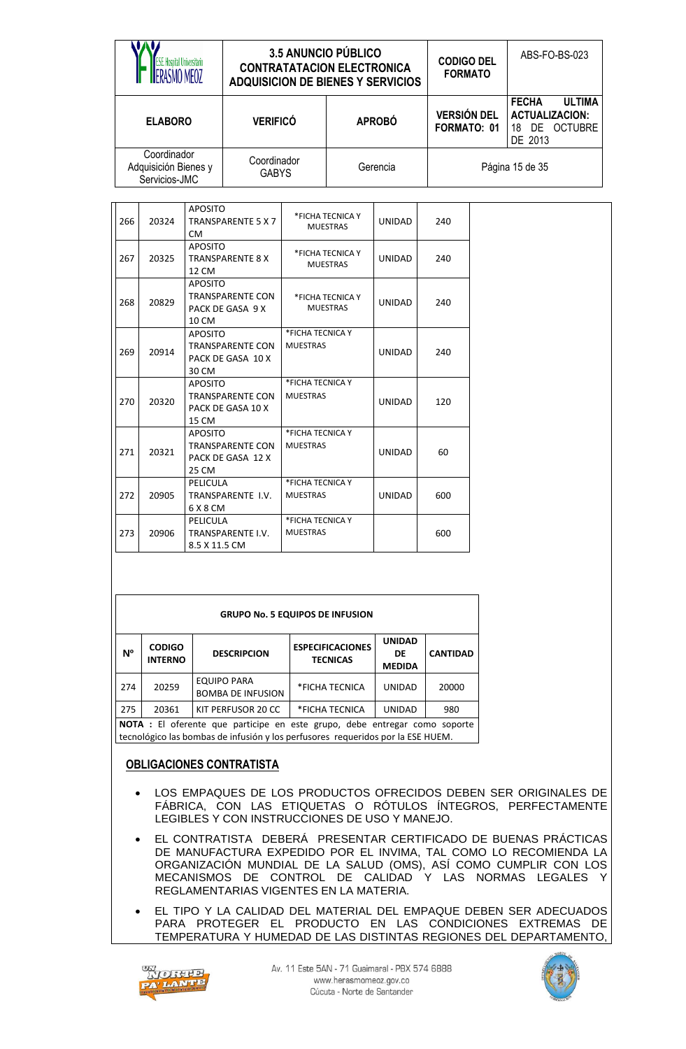| 266 | 20324 | APOSITO TRANSPARENTE 5 X 7 CM | *FICHA TECNICA Y MUESTRAS | UNIDAD | 240 |
|---|---|---|---|---|---|
| 267 | 20325 | APOSITO TRANSPARENTE 8 X 12 CM | *FICHA TECNICA Y MUESTRAS | UNIDAD | 240 |
| 268 | 20829 | APOSITO TRANSPARENTE CON PACK DE GASA 9 X 10 CM | *FICHA TECNICA Y MUESTRAS | UNIDAD | 240 |
| 269 | 20914 | APOSITO TRANSPARENTE CON PACK DE GASA 10 X 30 CM | *FICHA TECNICA Y MUESTRAS | UNIDAD | 240 |
| 270 | 20320 | APOSITO TRANSPARENTE CON PACK DE GASA 10 X 15 CM | *FICHA TECNICA Y MUESTRAS | UNIDAD | 120 |
| 271 | 20321 | APOSITO TRANSPARENTE CON PACK DE GASA 12 X 25 CM | *FICHA TECNICA Y MUESTRAS | UNIDAD | 60 |
| 272 | 20905 | PELICULA TRANSPARENTE I.V. 6 X 8 CM | *FICHA TECNICA Y MUESTRAS | UNIDAD | 600 |
| 273 | 20906 | PELICULA TRANSPARENTE I.V. 8.5 X 11.5 CM | *FICHA TECNICA Y MUESTRAS | | 600 |

**GRUPO No. 5 EQUIPOS DE INFUSION**

| Nº | CODIGO INTERNO | DESCRIPCION | ESPECIFICACIONES TECNICAS | UNIDAD DE MEDIDA | CANTIDAD |
|---|---|---|---|---|---|
| 274 | 20259 | EQUIPO PARA BOMBA DE INFUSION | *FICHA TECNICA | UNIDAD | 20000 |
| 275 | 20361 | KIT PERFUSOR 20 CC | *FICHA TECNICA | UNIDAD | 980 |

**NOTA :** El oferente que participe en este grupo, debe entregar como soporte tecnológico las bombas de infusión y los perfusores requeridos por la ESE HUEM.

## OBLIGACIONES CONTRATISTA

- LOS EMPAQUES DE LOS PRODUCTOS OFRECIDOS DEBEN SER ORIGINALES DE FÁBRICA, CON LAS ETIQUETAS O RÓTULOS ÍNTEGROS, PERFECTAMENTE LEGIBLES Y CON INSTRUCCIONES DE USO Y MANEJO.
- EL CONTRATISTA DEBERÁ PRESENTAR CERTIFICADO DE BUENAS PRÁCTICAS DE MANUFACTURA EXPEDIDO POR EL INVIMA, TAL COMO LO RECOMIENDA LA ORGANIZACIÓN MUNDIAL DE LA SALUD (OMS), ASÍ COMO CUMPLIR CON LOS MECANISMOS DE CONTROL DE CALIDAD Y LAS NORMAS LEGALES Y REGLAMENTARIAS VIGENTES EN LA MATERIA.
- EL TIPO Y LA CALIDAD DEL MATERIAL DEL EMPAQUE DEBEN SER ADECUADOS PARA PROTEGER EL PRODUCTO EN LAS CONDICIONES EXTREMAS DE TEMPERATURA Y HUMEDAD DE LAS DISTINTAS REGIONES DEL DEPARTAMENTO,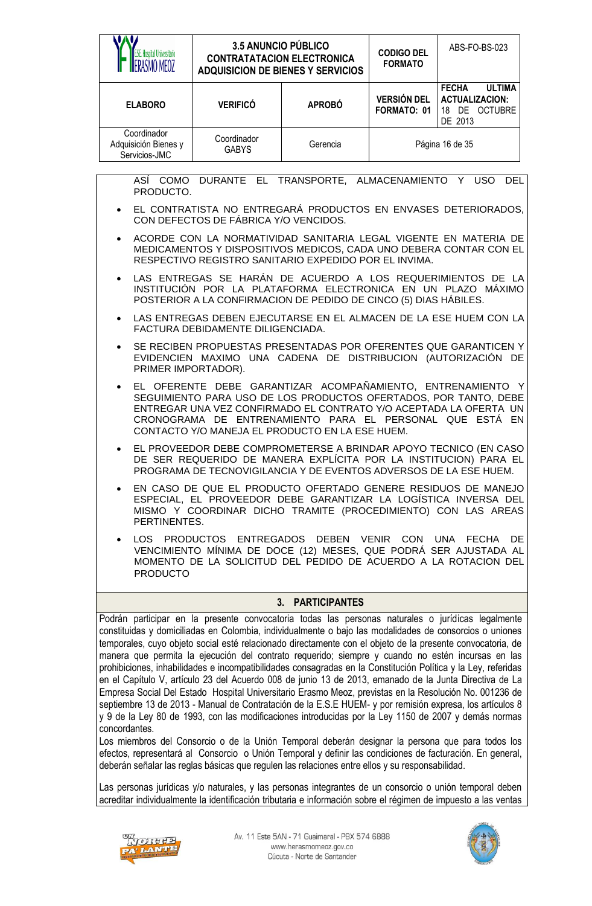ASÍ COMO DURANTE EL TRANSPORTE, ALMACENAMIENTO Y USO DEL PRODUCTO.

- EL CONTRATISTA NO ENTREGARÁ PRODUCTOS EN ENVASES DETERIORADOS, CON DEFECTOS DE FÁBRICA Y/O VENCIDOS.
- ACORDE CON LA NORMATIVIDAD SANITARIA LEGAL VIGENTE EN MATERIA DE MEDICAMENTOS Y DISPOSITIVOS MEDICOS, CADA UNO DEBERA CONTAR CON EL RESPECTIVO REGISTRO SANITARIO EXPEDIDO POR EL INVIMA.
- LAS ENTREGAS SE HARÁN DE ACUERDO A LOS REQUERIMIENTOS DE LA INSTITUCIÓN POR LA PLATAFORMA ELECTRONICA EN UN PLAZO MÁXIMO POSTERIOR A LA CONFIRMACION DE PEDIDO DE CINCO (5) DIAS HÁBILES.
- LAS ENTREGAS DEBEN EJECUTARSE EN EL ALMACEN DE LA ESE HUEM CON LA FACTURA DEBIDAMENTE DILIGENCIADA.
- SE RECIBEN PROPUESTAS PRESENTADAS POR OFERENTES QUE GARANTICEN Y EVIDENCIEN MAXIMO UNA CADENA DE DISTRIBUCION (AUTORIZACIÓN DE PRIMER IMPORTADOR).
- EL OFERENTE DEBE GARANTIZAR ACOMPAÑAMIENTO, ENTRENAMIENTO Y SEGUIMIENTO PARA USO DE LOS PRODUCTOS OFERTADOS, POR TANTO, DEBE ENTREGAR UNA VEZ CONFIRMADO EL CONTRATO Y/O ACEPTADA LA OFERTA UN CRONOGRAMA DE ENTRENAMIENTO PARA EL PERSONAL QUE ESTÁ EN CONTACTO Y/O MANEJA EL PRODUCTO EN LA ESE HUEM.
- EL PROVEEDOR DEBE COMPROMETERSE A BRINDAR APOYO TECNICO (EN CASO DE SER REQUERIDO DE MANERA EXPLÍCITA POR LA INSTITUCION) PARA EL PROGRAMA DE TECNOVIGILANCIA Y DE EVENTOS ADVERSOS DE LA ESE HUEM.
- EN CASO DE QUE EL PRODUCTO OFERTADO GENERE RESIDUOS DE MANEJO ESPECIAL, EL PROVEEDOR DEBE GARANTIZAR LA LOGÍSTICA INVERSA DEL MISMO Y COORDINAR DICHO TRAMITE (PROCEDIMIENTO) CON LAS AREAS PERTINENTES.
- LOS PRODUCTOS ENTREGADOS DEBEN VENIR CON UNA FECHA DE VENCIMIENTO MÍNIMA DE DOCE (12) MESES, QUE PODRÁ SER AJUSTADA AL MOMENTO DE LA SOLICITUD DEL PEDIDO DE ACUERDO A LA ROTACION DEL PRODUCTO

## 3. PARTICIPANTES

Podrán participar en la presente convocatoria todas las personas naturales o jurídicas legalmente constituidas y domiciliadas en Colombia, individualmente o bajo las modalidades de consorcios o uniones temporales, cuyo objeto social esté relacionado directamente con el objeto de la presente convocatoria, de manera que permita la ejecución del contrato requerido; siempre y cuando no estén incursas en las prohibiciones, inhabilidades e incompatibilidades consagradas en la Constitución Política y la Ley, referidas en el Capítulo V, artículo 23 del Acuerdo 008 de junio 13 de 2013, emanado de la Junta Directiva de La Empresa Social Del Estado Hospital Universitario Erasmo Meoz, previstas en la Resolución No. 001236 de septiembre 13 de 2013 - Manual de Contratación de la E.S.E HUEM- y por remisión expresa, los artículos 8 y 9 de la Ley 80 de 1993, con las modificaciones introducidas por la Ley 1150 de 2007 y demás normas concordantes.

Los miembros del Consorcio o de la Unión Temporal deberán designar la persona que para todos los efectos, representará al Consorcio o Unión Temporal y definir las condiciones de facturación. En general, deberán señalar las reglas básicas que regulen las relaciones entre ellos y su responsabilidad.

Las personas jurídicas y/o naturales, y las personas integrantes de un consorcio o unión temporal deben acreditar individualmente la identificación tributaria e información sobre el régimen de impuesto a las ventas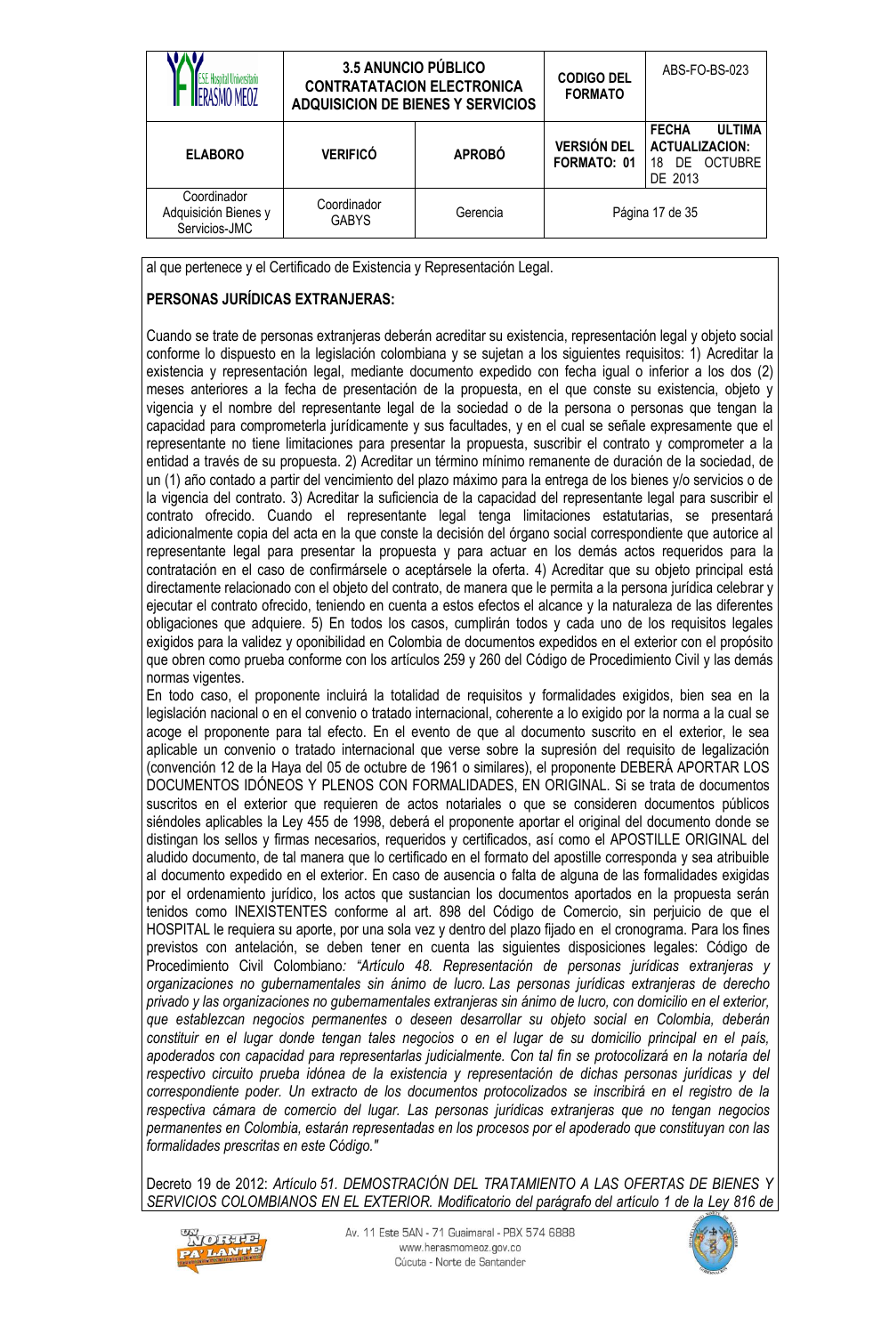al que pertenece y el Certificado de Existencia y Representación Legal.

**PERSONAS JURÍDICAS EXTRANJERAS:**

Cuando se trate de personas extranjeras deberán acreditar su existencia, representación legal y objeto social conforme lo dispuesto en la legislación colombiana y se sujetan a los siguientes requisitos: 1) Acreditar la existencia y representación legal, mediante documento expedido con fecha igual o inferior a los dos (2) meses anteriores a la fecha de presentación de la propuesta, en el que conste su existencia, objeto y vigencia y el nombre del representante legal de la sociedad o de la persona o personas que tengan la capacidad para comprometerla jurídicamente y sus facultades, y en el cual se señale expresamente que el representante no tiene limitaciones para presentar la propuesta, suscribir el contrato y comprometer a la entidad a través de su propuesta. 2) Acreditar un término mínimo remanente de duración de la sociedad, de un (1) año contado a partir del vencimiento del plazo máximo para la entrega de los bienes y/o servicios o de la vigencia del contrato. 3) Acreditar la suficiencia de la capacidad del representante legal para suscribir el contrato ofrecido. Cuando el representante legal tenga limitaciones estatutarias, se presentará adicionalmente copia del acta en la que conste la decisión del órgano social correspondiente que autorice al representante legal para presentar la propuesta y para actuar en los demás actos requeridos para la contratación en el caso de confirmársele o aceptársele la oferta. 4) Acreditar que su objeto principal está directamente relacionado con el objeto del contrato, de manera que le permita a la persona jurídica celebrar y ejecutar el contrato ofrecido, teniendo en cuenta a estos efectos el alcance y la naturaleza de las diferentes obligaciones que adquiere. 5) En todos los casos, cumplirán todos y cada uno de los requisitos legales exigidos para la validez y oponibilidad en Colombia de documentos expedidos en el exterior con el propósito que obren como prueba conforme con los artículos 259 y 260 del Código de Procedimiento Civil y las demás normas vigentes.

En todo caso, el proponente incluirá la totalidad de requisitos y formalidades exigidos, bien sea en la legislación nacional o en el convenio o tratado internacional, coherente a lo exigido por la norma a la cual se acoge el proponente para tal efecto. En el evento de que al documento suscrito en el exterior, le sea aplicable un convenio o tratado internacional que verse sobre la supresión del requisito de legalización (convención 12 de la Haya del 05 de octubre de 1961 o similares), el proponente DEBERÁ APORTAR LOS DOCUMENTOS IDÓNEOS Y PLENOS CON FORMALIDADES, EN ORIGINAL. Si se trata de documentos suscritos en el exterior que requieren de actos notariales o que se consideren documentos públicos siéndoles aplicables la Ley 455 de 1998, deberá el proponente aportar el original del documento donde se distingan los sellos y firmas necesarios, requeridos y certificados, así como el APOSTILLE ORIGINAL del aludido documento, de tal manera que lo certificado en el formato del apostille corresponda y sea atribuible al documento expedido en el exterior. En caso de ausencia o falta de alguna de las formalidades exigidas por el ordenamiento jurídico, los actos que sustancian los documentos aportados en la propuesta serán tenidos como INEXISTENTES conforme al art. 898 del Código de Comercio, sin perjuicio de que el HOSPITAL le requiera su aporte, por una sola vez y dentro del plazo fijado en el cronograma. Para los fines previstos con antelación, se deben tener en cuenta las siguientes disposiciones legales: Código de Procedimiento Civil Colombiano: *"Artículo 48. Representación de personas jurídicas extranjeras y organizaciones no gubernamentales sin ánimo de lucro. Las personas jurídicas extranjeras de derecho privado y las organizaciones no gubernamentales extranjeras sin ánimo de lucro, con domicilio en el exterior, que establezcan negocios permanentes o deseen desarrollar su objeto social en Colombia, deberán constituir en el lugar donde tengan tales negocios o en el lugar de su domicilio principal en el país, apoderados con capacidad para representarlas judicialmente. Con tal fin se protocolizará en la notaría del respectivo circuito prueba idónea de la existencia y representación de dichas personas jurídicas y del correspondiente poder. Un extracto de los documentos protocolizados se inscribirá en el registro de la respectiva cámara de comercio del lugar. Las personas jurídicas extranjeras que no tengan negocios permanentes en Colombia, estarán representadas en los procesos por el apoderado que constituyan con las formalidades prescritas en este Código."*

Decreto 19 de 2012: *Artículo 51. DEMOSTRACIÓN DEL TRATAMIENTO A LAS OFERTAS DE BIENES Y SERVICIOS COLOMBIANOS EN EL EXTERIOR. Modificatorio del parágrafo del artículo 1 de la Ley 816 de*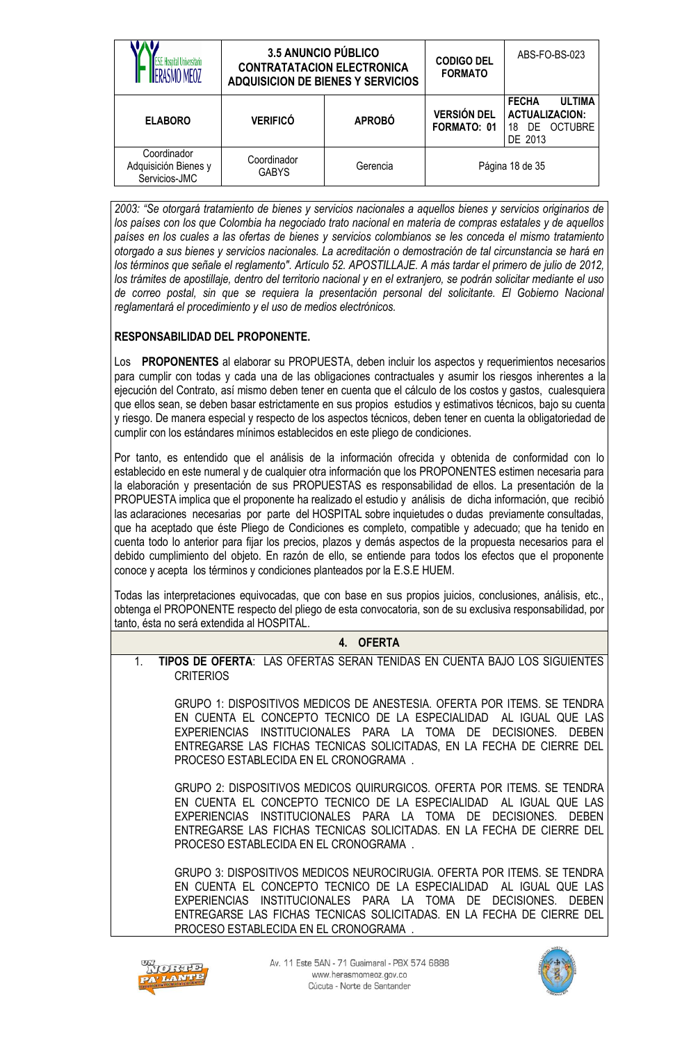*2003: "Se otorgará tratamiento de bienes y servicios nacionales a aquellos bienes y servicios originarios de los países con los que Colombia ha negociado trato nacional en materia de compras estatales y de aquellos países en los cuales a las ofertas de bienes y servicios colombianos se les conceda el mismo tratamiento otorgado a sus bienes y servicios nacionales. La acreditación o demostración de tal circunstancia se hará en los términos que señale el reglamento". Artículo 52. APOSTILLAJE. A más tardar el primero de julio de 2012, los trámites de apostillaje, dentro del territorio nacional y en el extranjero, se podrán solicitar mediante el uso de correo postal, sin que se requiera la presentación personal del solicitante. El Gobierno Nacional reglamentará el procedimiento y el uso de medios electrónicos.*

**RESPONSABILIDAD DEL PROPONENTE.**

Los **PROPONENTES** al elaborar su PROPUESTA, deben incluir los aspectos y requerimientos necesarios para cumplir con todas y cada una de las obligaciones contractuales y asumir los riesgos inherentes a la ejecución del Contrato, así mismo deben tener en cuenta que el cálculo de los costos y gastos, cualesquiera que ellos sean, se deben basar estrictamente en sus propios estudios y estimativos técnicos, bajo su cuenta y riesgo. De manera especial y respecto de los aspectos técnicos, deben tener en cuenta la obligatoriedad de cumplir con los estándares mínimos establecidos en este pliego de condiciones.

Por tanto, es entendido que el análisis de la información ofrecida y obtenida de conformidad con lo establecido en este numeral y de cualquier otra información que los PROPONENTES estimen necesaria para la elaboración y presentación de sus PROPUESTAS es responsabilidad de ellos. La presentación de la PROPUESTA implica que el proponente ha realizado el estudio y análisis de dicha información, que recibió las aclaraciones necesarias por parte del HOSPITAL sobre inquietudes o dudas previamente consultadas, que ha aceptado que éste Pliego de Condiciones es completo, compatible y adecuado; que ha tenido en cuenta todo lo anterior para fijar los precios, plazos y demás aspectos de la propuesta necesarios para el debido cumplimiento del objeto. En razón de ello, se entiende para todos los efectos que el proponente conoce y acepta los términos y condiciones planteados por la E.S.E HUEM.

Todas las interpretaciones equivocadas, que con base en sus propios juicios, conclusiones, análisis, etc., obtenga el PROPONENTE respecto del pliego de esta convocatoria, son de su exclusiva responsabilidad, por tanto, ésta no será extendida al HOSPITAL.

## 4. OFERTA

1. **TIPOS DE OFERTA**: LAS OFERTAS SERAN TENIDAS EN CUENTA BAJO LOS SIGUIENTES CRITERIOS

   GRUPO 1: DISPOSITIVOS MEDICOS DE ANESTESIA. OFERTA POR ITEMS. SE TENDRA EN CUENTA EL CONCEPTO TECNICO DE LA ESPECIALIDAD AL IGUAL QUE LAS EXPERIENCIAS INSTITUCIONALES PARA LA TOMA DE DECISIONES. DEBEN ENTREGARSE LAS FICHAS TECNICAS SOLICITADAS, EN LA FECHA DE CIERRE DEL PROCESO ESTABLECIDA EN EL CRONOGRAMA .

   GRUPO 2: DISPOSITIVOS MEDICOS QUIRURGICOS. OFERTA POR ITEMS. SE TENDRA EN CUENTA EL CONCEPTO TECNICO DE LA ESPECIALIDAD AL IGUAL QUE LAS EXPERIENCIAS INSTITUCIONALES PARA LA TOMA DE DECISIONES. DEBEN ENTREGARSE LAS FICHAS TECNICAS SOLICITADAS. EN LA FECHA DE CIERRE DEL PROCESO ESTABLECIDA EN EL CRONOGRAMA .

   GRUPO 3: DISPOSITIVOS MEDICOS NEUROCIRUGIA. OFERTA POR ITEMS. SE TENDRA EN CUENTA EL CONCEPTO TECNICO DE LA ESPECIALIDAD AL IGUAL QUE LAS EXPERIENCIAS INSTITUCIONALES PARA LA TOMA DE DECISIONES. DEBEN ENTREGARSE LAS FICHAS TECNICAS SOLICITADAS. EN LA FECHA DE CIERRE DEL PROCESO ESTABLECIDA EN EL CRONOGRAMA .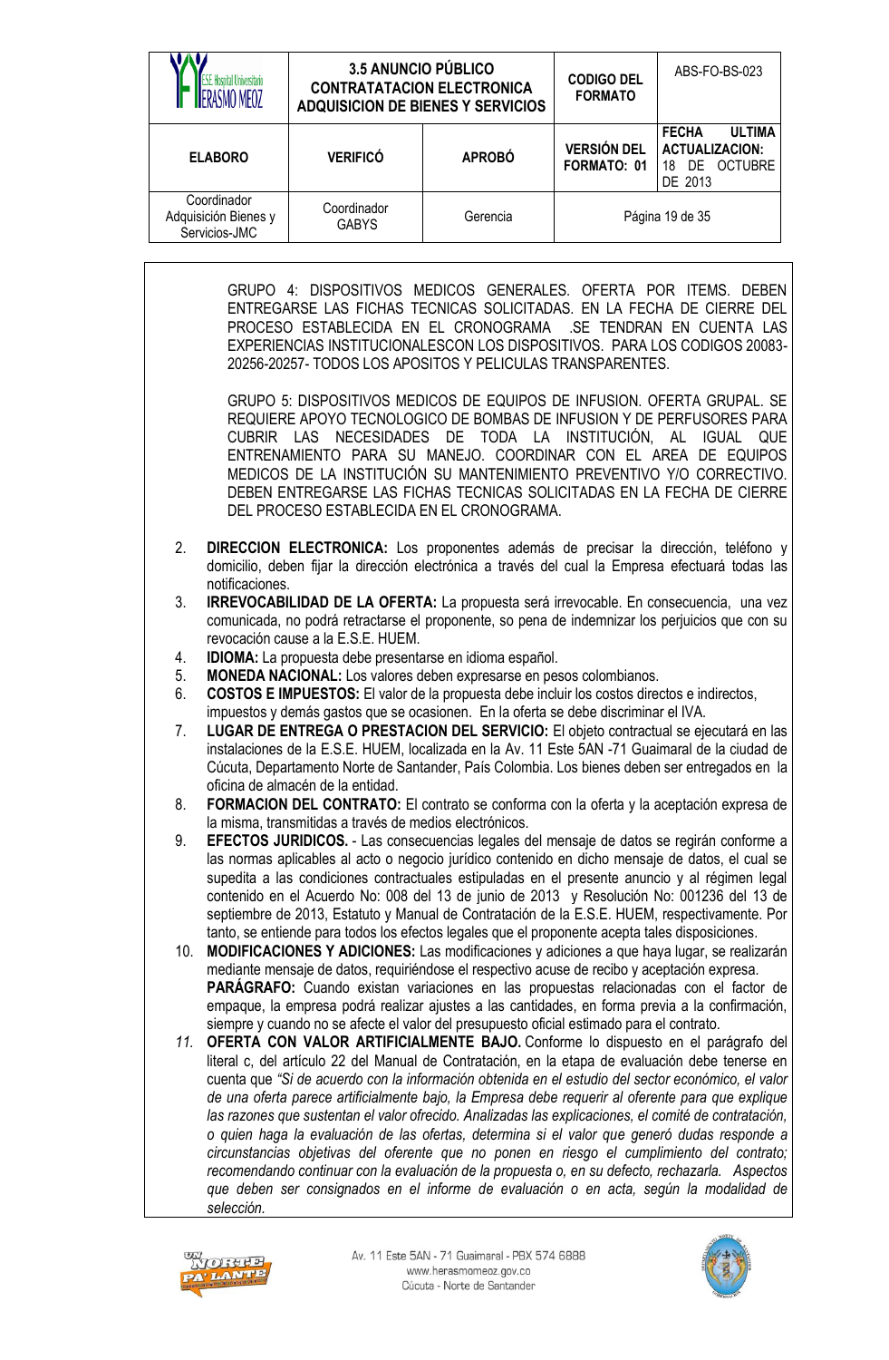GRUPO 4: DISPOSITIVOS MEDICOS GENERALES. OFERTA POR ITEMS. DEBEN ENTREGARSE LAS FICHAS TECNICAS SOLICITADAS. EN LA FECHA DE CIERRE DEL PROCESO ESTABLECIDA EN EL CRONOGRAMA .SE TENDRAN EN CUENTA LAS EXPERIENCIAS INSTITUCIONALESCON LOS DISPOSITIVOS. PARA LOS CODIGOS 20083-20256-20257- TODOS LOS APOSITOS Y PELICULAS TRANSPARENTES.

GRUPO 5: DISPOSITIVOS MEDICOS DE EQUIPOS DE INFUSION. OFERTA GRUPAL. SE REQUIERE APOYO TECNOLOGICO DE BOMBAS DE INFUSION Y DE PERFUSORES PARA CUBRIR LAS NECESIDADES DE TODA LA INSTITUCIÓN, AL IGUAL QUE ENTRENAMIENTO PARA SU MANEJO. COORDINAR CON EL AREA DE EQUIPOS MEDICOS DE LA INSTITUCIÓN SU MANTENIMIENTO PREVENTIVO Y/O CORRECTIVO. DEBEN ENTREGARSE LAS FICHAS TECNICAS SOLICITADAS EN LA FECHA DE CIERRE DEL PROCESO ESTABLECIDA EN EL CRONOGRAMA.

2. **DIRECCION ELECTRONICA:** Los proponentes además de precisar la dirección, teléfono y domicilio, deben fijar la dirección electrónica a través del cual la Empresa efectuará todas las notificaciones.
3. **IRREVOCABILIDAD DE LA OFERTA:** La propuesta será irrevocable. En consecuencia, una vez comunicada, no podrá retractarse el proponente, so pena de indemnizar los perjuicios que con su revocación cause a la E.S.E. HUEM.
4. **IDIOMA:** La propuesta debe presentarse en idioma español.
5. **MONEDA NACIONAL:** Los valores deben expresarse en pesos colombianos.
6. **COSTOS E IMPUESTOS:** El valor de la propuesta debe incluir los costos directos e indirectos, impuestos y demás gastos que se ocasionen. En la oferta se debe discriminar el IVA.
7. **LUGAR DE ENTREGA O PRESTACION DEL SERVICIO:** El objeto contractual se ejecutará en las instalaciones de la E.S.E. HUEM, localizada en la Av. 11 Este 5AN -71 Guaimaral de la ciudad de Cúcuta, Departamento Norte de Santander, País Colombia. Los bienes deben ser entregados en la oficina de almacén de la entidad.
8. **FORMACION DEL CONTRATO:** El contrato se conforma con la oferta y la aceptación expresa de la misma, transmitidas a través de medios electrónicos.
9. **EFECTOS JURIDICOS.** - Las consecuencias legales del mensaje de datos se regirán conforme a las normas aplicables al acto o negocio jurídico contenido en dicho mensaje de datos, el cual se supedita a las condiciones contractuales estipuladas en el presente anuncio y al régimen legal contenido en el Acuerdo No: 008 del 13 de junio de 2013 y Resolución No: 001236 del 13 de septiembre de 2013, Estatuto y Manual de Contratación de la E.S.E. HUEM, respectivamente. Por tanto, se entiende para todos los efectos legales que el proponente acepta tales disposiciones.
10. **MODIFICACIONES Y ADICIONES:** Las modificaciones y adiciones a que haya lugar, se realizarán mediante mensaje de datos, requiriéndose el respectivo acuse de recibo y aceptación expresa.
    **PARÁGRAFO:** Cuando existan variaciones en las propuestas relacionadas con el factor de empaque, la empresa podrá realizar ajustes a las cantidades, en forma previa a la confirmación, siempre y cuando no se afecte el valor del presupuesto oficial estimado para el contrato.
11. **OFERTA CON VALOR ARTIFICIALMENTE BAJO.** Conforme lo dispuesto en el parágrafo del literal c, del artículo 22 del Manual de Contratación, en la etapa de evaluación debe tenerse en cuenta que *"Si de acuerdo con la información obtenida en el estudio del sector económico, el valor de una oferta parece artificialmente bajo, la Empresa debe requerir al oferente para que explique las razones que sustentan el valor ofrecido. Analizadas las explicaciones, el comité de contratación, o quien haga la evaluación de las ofertas, determina si el valor que generó dudas responde a circunstancias objetivas del oferente que no ponen en riesgo el cumplimiento del contrato; recomendando continuar con la evaluación de la propuesta o, en su defecto, rechazarla. Aspectos que deben ser consignados en el informe de evaluación o en acta, según la modalidad de selección.*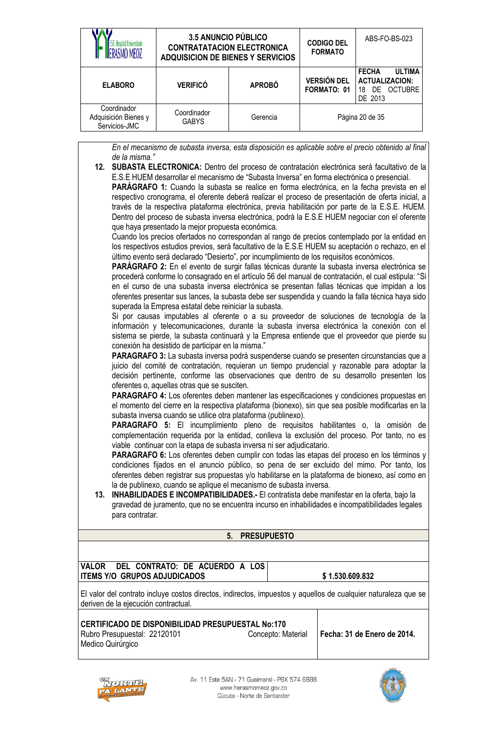*En el mecanismo de subasta inversa, esta disposición es aplicable sobre el precio obtenido al final de la misma."*

12. **SUBASTA ELECTRONICA:** Dentro del proceso de contratación electrónica será facultativo de la E.S.E HUEM desarrollar el mecanismo de "Subasta Inversa" en forma electrónica o presencial.
    **PARÁGRAFO 1:** Cuando la subasta se realice en forma electrónica, en la fecha prevista en el respectivo cronograma, el oferente deberá realizar el proceso de presentación de oferta inicial, a través de la respectiva plataforma electrónica, previa habilitación por parte de la E.S.E. HUEM. Dentro del proceso de subasta inversa electrónica, podrá la E.S.E HUEM negociar con el oferente que haya presentado la mejor propuesta económica.
    Cuando los precios ofertados no correspondan al rango de precios contemplado por la entidad en los respectivos estudios previos, será facultativo de la E.S.E HUEM su aceptación o rechazo, en el último evento será declarado "Desierto", por incumplimiento de los requisitos económicos.
    **PARÁGRAFO 2:** En el evento de surgir fallas técnicas durante la subasta inversa electrónica se procederá conforme lo consagrado en el artículo 56 del manual de contratación, el cual estipula: "Si en el curso de una subasta inversa electrónica se presentan fallas técnicas que impidan a los oferentes presentar sus lances, la subasta debe ser suspendida y cuando la falla técnica haya sido superada la Empresa estatal debe reiniciar la subasta.
    Si por causas imputables al oferente o a su proveedor de soluciones de tecnología de la información y telecomunicaciones, durante la subasta inversa electrónica la conexión con el sistema se pierde, la subasta continuará y la Empresa entiende que el proveedor que pierde su conexión ha desistido de participar en la misma."
    **PARAGRAFO 3:** La subasta inversa podrá suspenderse cuando se presenten circunstancias que a juicio del comité de contratación, requieran un tiempo prudencial y razonable para adoptar la decisión pertinente, conforme las observaciones que dentro de su desarrollo presenten los oferentes o, aquellas otras que se susciten.
    **PARAGRAFO 4:** Los oferentes deben mantener las especificaciones y condiciones propuestas en el momento del cierre en la respectiva plataforma (bionexo), sin que sea posible modificarlas en la subasta inversa cuando se utilice otra plataforma (publinexo).
    **PARAGRAFO 5:** El incumplimiento pleno de requisitos habilitantes o, la omisión de complementación requerida por la entidad, conlleva la exclusión del proceso. Por tanto, no es viable continuar con la etapa de subasta inversa ni ser adjudicatario.
    **PARAGRAFO 6:** Los oferentes deben cumplir con todas las etapas del proceso en los términos y condiciones fijados en el anuncio público, so pena de ser excluido del mimo. Por tanto, los oferentes deben registrar sus propuestas y/o habilitarse en la plataforma de bionexo, así como en la de publinexo, cuando se aplique el mecanismo de subasta inversa.
13. **INHABILIDADES E INCOMPATIBILIDADES.-** El contratista debe manifestar en la oferta, bajo la gravedad de juramento, que no se encuentra incurso en inhabilidades e incompatibilidades legales para contratar.

## 5. PRESUPUESTO

| **VALOR DEL CONTRATO: DE ACUERDO A LOS ITEMS Y/O GRUPOS ADJUDICADOS** | **$ 1.530.609.832** |
|---|---|

El valor del contrato incluye costos directos, indirectos, impuestos y aquellos de cualquier naturaleza que se deriven de la ejecución contractual.

| **CERTIFICADO DE DISPONIBILIDAD PRESUPUESTAL No:170**<br>Rubro Presupuestal: 22120101 Concepto: Material Medico Quirúrgico | **Fecha: 31 de Enero de 2014.** |
|---|---|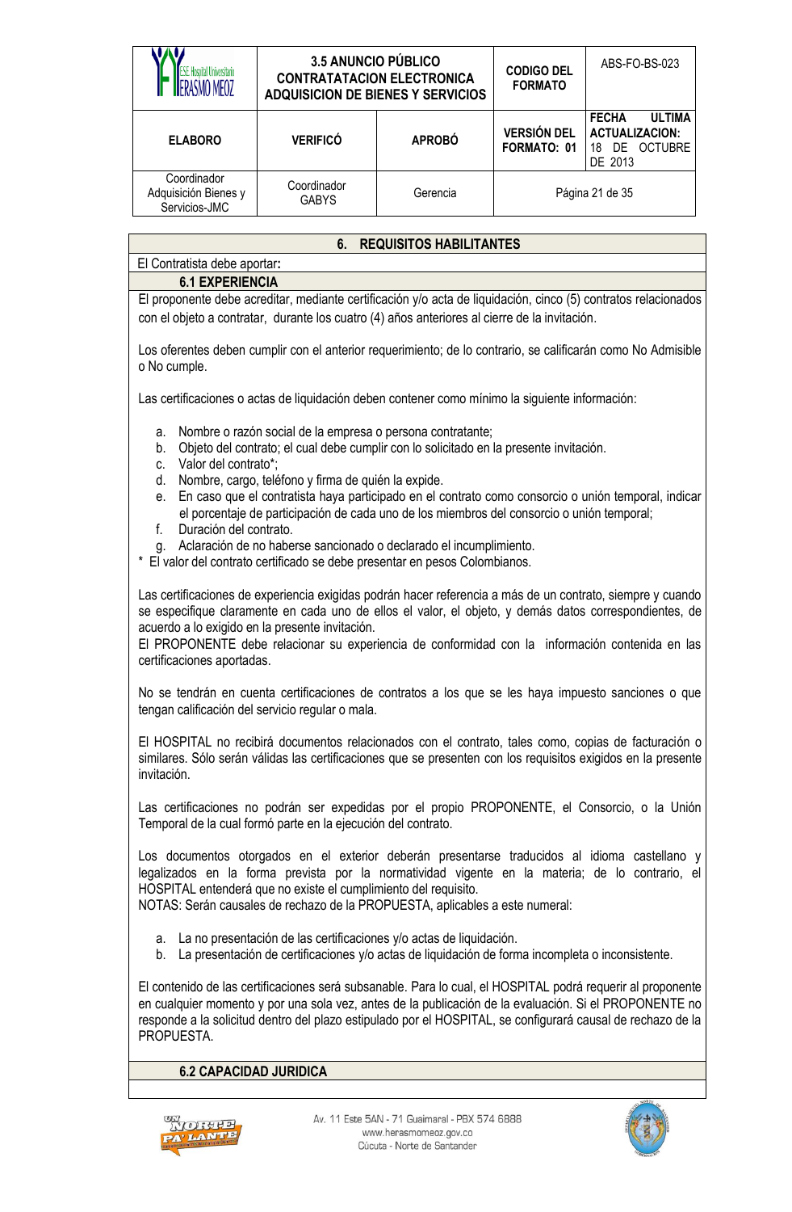## 6. REQUISITOS HABILITANTES

El Contratista debe aportar**:**

### 6.1 EXPERIENCIA

El proponente debe acreditar, mediante certificación y/o acta de liquidación, cinco (5) contratos relacionados con el objeto a contratar, durante los cuatro (4) años anteriores al cierre de la invitación.

Los oferentes deben cumplir con el anterior requerimiento; de lo contrario, se calificarán como No Admisible o No cumple.

Las certificaciones o actas de liquidación deben contener como mínimo la siguiente información:

a. Nombre o razón social de la empresa o persona contratante;
b. Objeto del contrato; el cual debe cumplir con lo solicitado en la presente invitación.
c. Valor del contrato*;
d. Nombre, cargo, teléfono y firma de quién la expide.
e. En caso que el contratista haya participado en el contrato como consorcio o unión temporal, indicar el porcentaje de participación de cada uno de los miembros del consorcio o unión temporal;
f. Duración del contrato.
g. Aclaración de no haberse sancionado o declarado el incumplimiento.

* El valor del contrato certificado se debe presentar en pesos Colombianos.

Las certificaciones de experiencia exigidas podrán hacer referencia a más de un contrato, siempre y cuando se especifique claramente en cada uno de ellos el valor, el objeto, y demás datos correspondientes, de acuerdo a lo exigido en la presente invitación.
El PROPONENTE debe relacionar su experiencia de conformidad con la información contenida en las certificaciones aportadas.

No se tendrán en cuenta certificaciones de contratos a los que se les haya impuesto sanciones o que tengan calificación del servicio regular o mala.

El HOSPITAL no recibirá documentos relacionados con el contrato, tales como, copias de facturación o similares. Sólo serán válidas las certificaciones que se presenten con los requisitos exigidos en la presente invitación.

Las certificaciones no podrán ser expedidas por el propio PROPONENTE, el Consorcio, o la Unión Temporal de la cual formó parte en la ejecución del contrato.

Los documentos otorgados en el exterior deberán presentarse traducidos al idioma castellano y legalizados en la forma prevista por la normatividad vigente en la materia; de lo contrario, el HOSPITAL entenderá que no existe el cumplimiento del requisito.
NOTAS: Serán causales de rechazo de la PROPUESTA, aplicables a este numeral:

a. La no presentación de las certificaciones y/o actas de liquidación.
b. La presentación de certificaciones y/o actas de liquidación de forma incompleta o inconsistente.

El contenido de las certificaciones será subsanable. Para lo cual, el HOSPITAL podrá requerir al proponente en cualquier momento y por una sola vez, antes de la publicación de la evaluación. Si el PROPONENTE no responde a la solicitud dentro del plazo estipulado por el HOSPITAL, se configurará causal de rechazo de la PROPUESTA.

### 6.2 CAPACIDAD JURIDICA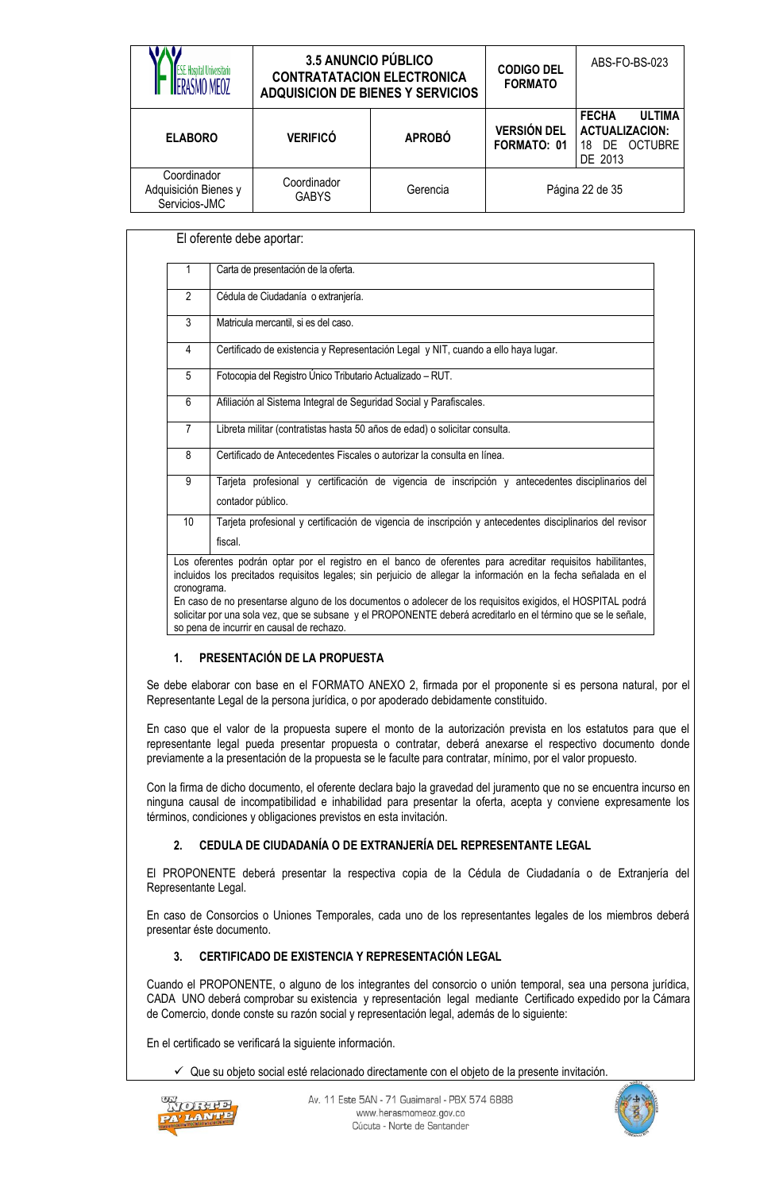El oferente debe aportar:

| | |
|---|---|
| 1 | Carta de presentación de la oferta. |
| 2 | Cédula de Ciudadanía o extranjería. |
| 3 | Matricula mercantil, si es del caso. |
| 4 | Certificado de existencia y Representación Legal y NIT, cuando a ello haya lugar. |
| 5 | Fotocopia del Registro Único Tributario Actualizado – RUT. |
| 6 | Afiliación al Sistema Integral de Seguridad Social y Parafiscales. |
| 7 | Libreta militar (contratistas hasta 50 años de edad) o solicitar consulta. |
| 8 | Certificado de Antecedentes Fiscales o autorizar la consulta en línea. |
| 9 | Tarjeta profesional y certificación de vigencia de inscripción y antecedentes disciplinarios del contador público. |
| 10 | Tarjeta profesional y certificación de vigencia de inscripción y antecedentes disciplinarios del revisor fiscal. |

Los oferentes podrán optar por el registro en el banco de oferentes para acreditar requisitos habilitantes, incluidos los precitados requisitos legales; sin perjuicio de allegar la información en la fecha señalada en el cronograma.
En caso de no presentarse alguno de los documentos o adolecer de los requisitos exigidos, el HOSPITAL podrá solicitar por una sola vez, que se subsane y el PROPONENTE deberá acreditarlo en el término que se le señale, so pena de incurrir en causal de rechazo.

## 1. PRESENTACIÓN DE LA PROPUESTA

Se debe elaborar con base en el FORMATO ANEXO 2, firmada por el proponente si es persona natural, por el Representante Legal de la persona jurídica, o por apoderado debidamente constituido.

En caso que el valor de la propuesta supere el monto de la autorización prevista en los estatutos para que el representante legal pueda presentar propuesta o contratar, deberá anexarse el respectivo documento donde previamente a la presentación de la propuesta se le faculte para contratar, mínimo, por el valor propuesto.

Con la firma de dicho documento, el oferente declara bajo la gravedad del juramento que no se encuentra incurso en ninguna causal de incompatibilidad e inhabilidad para presentar la oferta, acepta y conviene expresamente los términos, condiciones y obligaciones previstos en esta invitación.

## 2. CEDULA DE CIUDADANÍA O DE EXTRANJERÍA DEL REPRESENTANTE LEGAL

El PROPONENTE deberá presentar la respectiva copia de la Cédula de Ciudadanía o de Extranjería del Representante Legal.

En caso de Consorcios o Uniones Temporales, cada uno de los representantes legales de los miembros deberá presentar éste documento.

## 3. CERTIFICADO DE EXISTENCIA Y REPRESENTACIÓN LEGAL

Cuando el PROPONENTE, o alguno de los integrantes del consorcio o unión temporal, sea una persona jurídica, CADA UNO deberá comprobar su existencia y representación legal mediante Certificado expedido por la Cámara de Comercio, donde conste su razón social y representación legal, además de lo siguiente:

En el certificado se verificará la siguiente información.

- ✓ Que su objeto social esté relacionado directamente con el objeto de la presente invitación.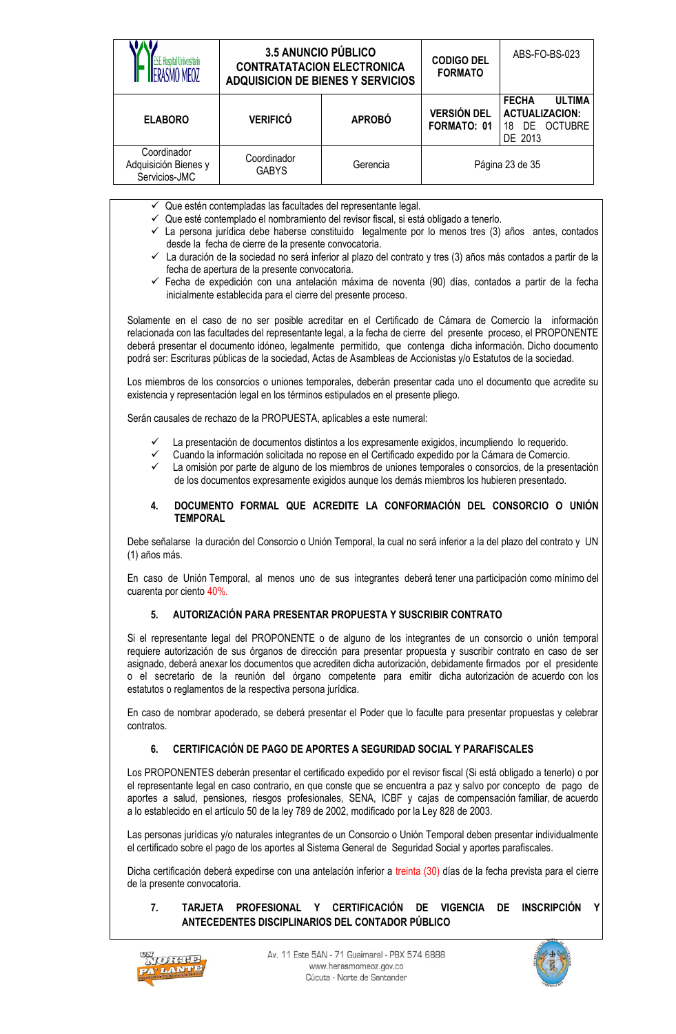- ✓ Que estén contempladas las facultades del representante legal.
- ✓ Que esté contemplado el nombramiento del revisor fiscal, si está obligado a tenerlo.
- ✓ La persona jurídica debe haberse constituido legalmente por lo menos tres (3) años antes, contados desde la fecha de cierre de la presente convocatoria.
- ✓ La duración de la sociedad no será inferior al plazo del contrato y tres (3) años más contados a partir de la fecha de apertura de la presente convocatoria.
- ✓ Fecha de expedición con una antelación máxima de noventa (90) días, contados a partir de la fecha inicialmente establecida para el cierre del presente proceso.

Solamente en el caso de no ser posible acreditar en el Certificado de Cámara de Comercio la información relacionada con las facultades del representante legal, a la fecha de cierre del presente proceso, el PROPONENTE deberá presentar el documento idóneo, legalmente permitido, que contenga dicha información. Dicho documento podrá ser: Escrituras públicas de la sociedad, Actas de Asambleas de Accionistas y/o Estatutos de la sociedad.

Los miembros de los consorcios o uniones temporales, deberán presentar cada uno el documento que acredite su existencia y representación legal en los términos estipulados en el presente pliego.

Serán causales de rechazo de la PROPUESTA, aplicables a este numeral:

- ✓ La presentación de documentos distintos a los expresamente exigidos, incumpliendo lo requerido.
- ✓ Cuando la información solicitada no repose en el Certificado expedido por la Cámara de Comercio.
- ✓ La omisión por parte de alguno de los miembros de uniones temporales o consorcios, de la presentación de los documentos expresamente exigidos aunque los demás miembros los hubieren presentado.

**4. DOCUMENTO FORMAL QUE ACREDITE LA CONFORMACIÓN DEL CONSORCIO O UNIÓN TEMPORAL**

Debe señalarse la duración del Consorcio o Unión Temporal, la cual no será inferior a la del plazo del contrato y UN (1) años más.

En caso de Unión Temporal, al menos uno de sus integrantes deberá tener una participación como mínimo del cuarenta por ciento 40%.

**5. AUTORIZACIÓN PARA PRESENTAR PROPUESTA Y SUSCRIBIR CONTRATO**

Si el representante legal del PROPONENTE o de alguno de los integrantes de un consorcio o unión temporal requiere autorización de sus órganos de dirección para presentar propuesta y suscribir contrato en caso de ser asignado, deberá anexar los documentos que acrediten dicha autorización, debidamente firmados por el presidente o el secretario de la reunión del órgano competente para emitir dicha autorización de acuerdo con los estatutos o reglamentos de la respectiva persona jurídica.

En caso de nombrar apoderado, se deberá presentar el Poder que lo faculte para presentar propuestas y celebrar contratos.

**6. CERTIFICACIÓN DE PAGO DE APORTES A SEGURIDAD SOCIAL Y PARAFISCALES**

Los PROPONENTES deberán presentar el certificado expedido por el revisor fiscal (Si está obligado a tenerlo) o por el representante legal en caso contrario, en que conste que se encuentra a paz y salvo por concepto de pago de aportes a salud, pensiones, riesgos profesionales, SENA, ICBF y cajas de compensación familiar, de acuerdo a lo establecido en el artículo 50 de la ley 789 de 2002, modificado por la Ley 828 de 2003.

Las personas jurídicas y/o naturales integrantes de un Consorcio o Unión Temporal deben presentar individualmente el certificado sobre el pago de los aportes al Sistema General de Seguridad Social y aportes parafiscales.

Dicha certificación deberá expedirse con una antelación inferior a treinta (30) días de la fecha prevista para el cierre de la presente convocatoria.

**7. TARJETA PROFESIONAL Y CERTIFICACIÓN DE VIGENCIA DE INSCRIPCIÓN Y ANTECEDENTES DISCIPLINARIOS DEL CONTADOR PÚBLICO**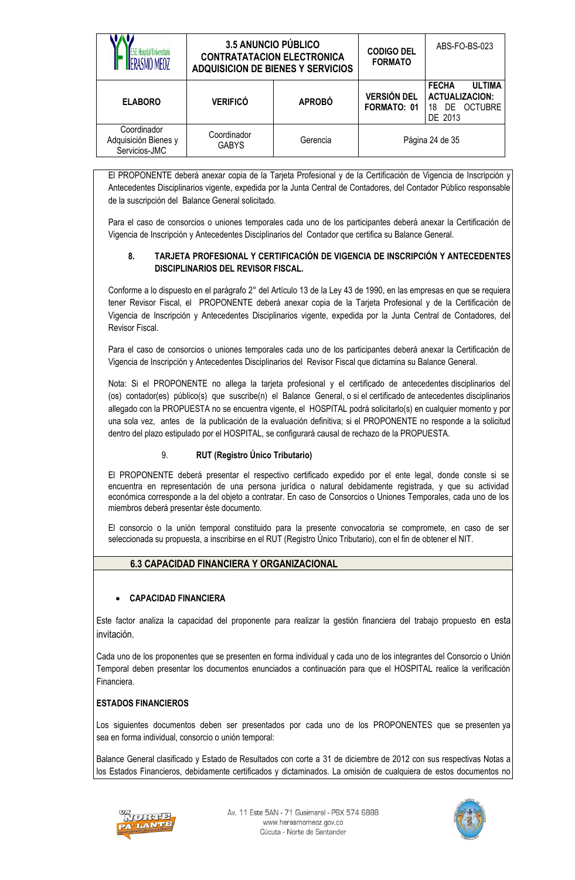El PROPONENTE deberá anexar copia de la Tarjeta Profesional y de la Certificación de Vigencia de Inscripción y Antecedentes Disciplinarios vigente, expedida por la Junta Central de Contadores, del Contador Público responsable de la suscripción del Balance General solicitado.

Para el caso de consorcios o uniones temporales cada uno de los participantes deberá anexar la Certificación de Vigencia de Inscripción y Antecedentes Disciplinarios del Contador que certifica su Balance General.

**8. TARJETA PROFESIONAL Y CERTIFICACIÓN DE VIGENCIA DE INSCRIPCIÓN Y ANTECEDENTES DISCIPLINARIOS DEL REVISOR FISCAL.**

Conforme a lo dispuesto en el parágrafo 2° del Artículo 13 de la Ley 43 de 1990, en las empresas en que se requiera tener Revisor Fiscal, el PROPONENTE deberá anexar copia de la Tarjeta Profesional y de la Certificación de Vigencia de Inscripción y Antecedentes Disciplinarios vigente, expedida por la Junta Central de Contadores, del Revisor Fiscal.

Para el caso de consorcios o uniones temporales cada uno de los participantes deberá anexar la Certificación de Vigencia de Inscripción y Antecedentes Disciplinarios del Revisor Fiscal que dictamina su Balance General.

Nota: Si el PROPONENTE no allega la tarjeta profesional y el certificado de antecedentes disciplinarios del (os) contador(es) público(s) que suscribe(n) el Balance General, o si el certificado de antecedentes disciplinarios allegado con la PROPUESTA no se encuentra vigente, el HOSPITAL podrá solicitarlo(s) en cualquier momento y por una sola vez, antes de la publicación de la evaluación definitiva; si el PROPONENTE no responde a la solicitud dentro del plazo estipulado por el HOSPITAL, se configurará causal de rechazo de la PROPUESTA.

9. **RUT (Registro Único Tributario)**

El PROPONENTE deberá presentar el respectivo certificado expedido por el ente legal, donde conste si se encuentra en representación de una persona jurídica o natural debidamente registrada, y que su actividad económica corresponde a la del objeto a contratar. En caso de Consorcios o Uniones Temporales, cada uno de los miembros deberá presentar éste documento.

El consorcio o la unión temporal constituido para la presente convocatoria se compromete, en caso de ser seleccionada su propuesta, a inscribirse en el RUT (Registro Único Tributario), con el fin de obtener el NIT.

## 6.3 CAPACIDAD FINANCIERA Y ORGANIZACIONAL

- **CAPACIDAD FINANCIERA**

Este factor analiza la capacidad del proponente para realizar la gestión financiera del trabajo propuesto en esta invitación.

Cada uno de los proponentes que se presenten en forma individual y cada uno de los integrantes del Consorcio o Unión Temporal deben presentar los documentos enunciados a continuación para que el HOSPITAL realice la verificación Financiera.

**ESTADOS FINANCIEROS**

Los siguientes documentos deben ser presentados por cada uno de los PROPONENTES que se presenten ya sea en forma individual, consorcio o unión temporal:

Balance General clasificado y Estado de Resultados con corte a 31 de diciembre de 2012 con sus respectivas Notas a los Estados Financieros, debidamente certificados y dictaminados. La omisión de cualquiera de estos documentos no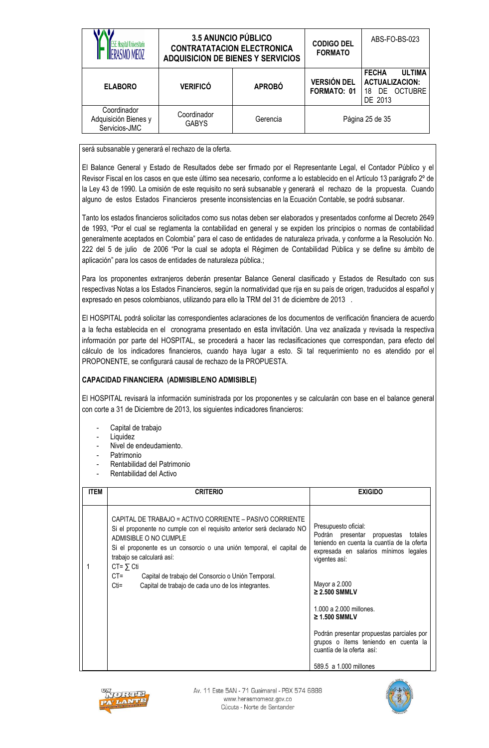será subsanable y generará el rechazo de la oferta.

El Balance General y Estado de Resultados debe ser firmado por el Representante Legal, el Contador Público y el Revisor Fiscal en los casos en que este último sea necesario, conforme a lo establecido en el Artículo 13 parágrafo 2º de la Ley 43 de 1990. La omisión de este requisito no será subsanable y generará el rechazo de la propuesta. Cuando alguno de estos Estados Financieros presente inconsistencias en la Ecuación Contable, se podrá subsanar.

Tanto los estados financieros solicitados como sus notas deben ser elaborados y presentados conforme al Decreto 2649 de 1993, "Por el cual se reglamenta la contabilidad en general y se expiden los principios o normas de contabilidad generalmente aceptados en Colombia" para el caso de entidades de naturaleza privada, y conforme a la Resolución No. 222 del 5 de julio de 2006 "Por la cual se adopta el Régimen de Contabilidad Pública y se define su ámbito de aplicación" para los casos de entidades de naturaleza pública.;

Para los proponentes extranjeros deberán presentar Balance General clasificado y Estados de Resultado con sus respectivas Notas a los Estados Financieros, según la normatividad que rija en su país de origen, traducidos al español y expresado en pesos colombianos, utilizando para ello la TRM del 31 de diciembre de 2013 .

El HOSPITAL podrá solicitar las correspondientes aclaraciones de los documentos de verificación financiera de acuerdo a la fecha establecida en el cronograma presentado en esta invitación. Una vez analizada y revisada la respectiva información por parte del HOSPITAL, se procederá a hacer las reclasificaciones que correspondan, para efecto del cálculo de los indicadores financieros, cuando haya lugar a esto. Si tal requerimiento no es atendido por el PROPONENTE, se configurará causal de rechazo de la PROPUESTA.

**CAPACIDAD FINANCIERA (ADMISIBLE/NO ADMISIBLE)**

El HOSPITAL revisará la información suministrada por los proponentes y se calcularán con base en el balance general con corte a 31 de Diciembre de 2013, los siguientes indicadores financieros:

- Capital de trabajo
- Liquidez
- Nivel de endeudamiento.
- Patrimonio
- Rentabilidad del Patrimonio
- Rentabilidad del Activo

| ITEM | CRITERIO | EXIGIDO |
|---|---|---|
| 1 | CAPITAL DE TRABAJO = ACTIVO CORRIENTE – PASIVO CORRIENTE<br>Si el proponente no cumple con el requisito anterior será declarado NO ADMISIBLE O NO CUMPLE<br>Si el proponente es un consorcio o una unión temporal, el capital de trabajo se calculará así:<br>$CT = \sum Cti$<br>CT= Capital de trabajo del Consorcio o Unión Temporal.<br>Cti= Capital de trabajo de cada uno de los integrantes. | Presupuesto oficial:<br>Podrán presentar propuestas totales teniendo en cuenta la cuantía de la oferta expresada en salarios mínimos legales vigentes así:<br><br>Mayor a 2.000<br>**≥ 2.500 SMMLV**<br><br>1.000 a 2.000 millones.<br>**≥ 1.500 SMMLV**<br><br>Podrán presentar propuestas parciales por grupos o ítems teniendo en cuenta la cuantía de la oferta así:<br><br>589.5 a 1.000 millones |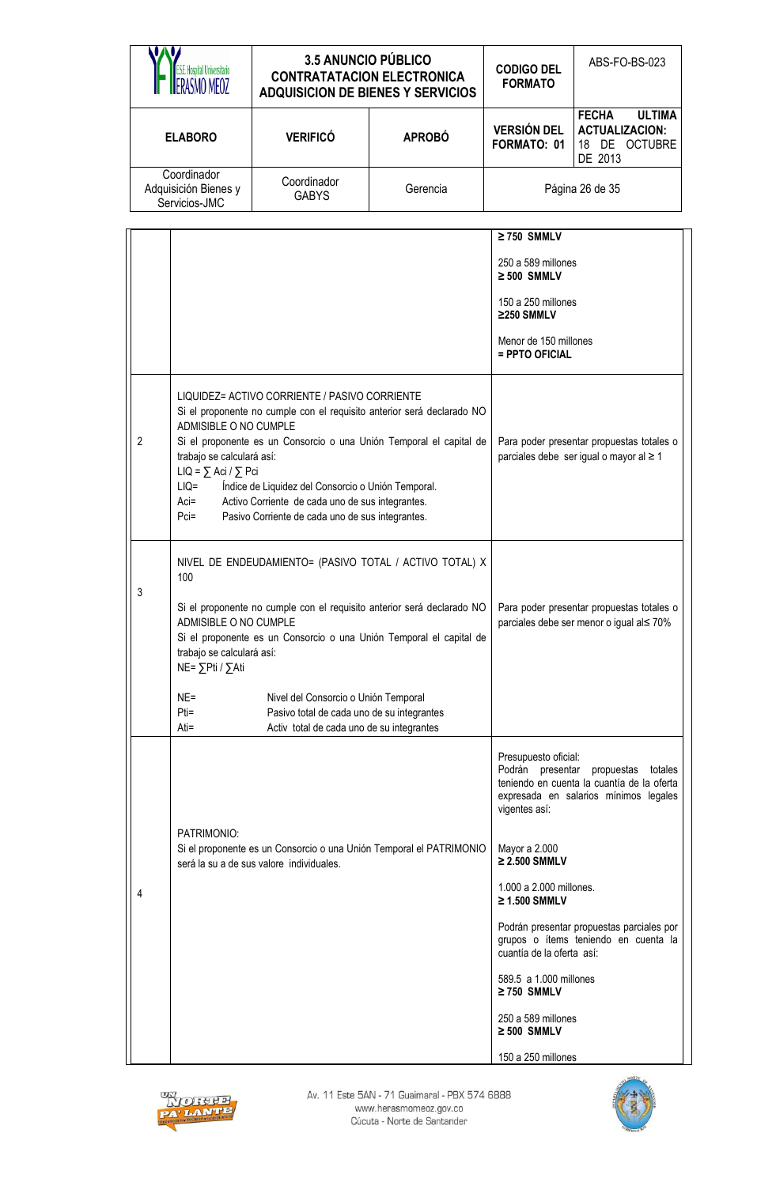| | | |
|---|---|---|
| | | **≥ 750 SMMLV**<br><br>250 a 589 millones<br>**≥ 500 SMMLV**<br><br>150 a 250 millones<br>**≥250 SMMLV**<br><br>Menor de 150 millones<br>**= PPTO OFICIAL** |
| 2 | LIQUIDEZ= ACTIVO CORRIENTE / PASIVO CORRIENTE<br>Si el proponente no cumple con el requisito anterior será declarado NO ADMISIBLE O NO CUMPLE<br>Si el proponente es un Consorcio o una Unión Temporal el capital de trabajo se calculará así:<br>$LIQ = \sum Aci / \sum Pci$<br>LIQ= Índice de Liquidez del Consorcio o Unión Temporal.<br>Aci= Activo Corriente de cada uno de sus integrantes.<br>Pci= Pasivo Corriente de cada uno de sus integrantes. | Para poder presentar propuestas totales o parciales debe ser igual o mayor al ≥ 1 |
| 3 | NIVEL DE ENDEUDAMIENTO= (PASIVO TOTAL / ACTIVO TOTAL) X 100<br><br>Si el proponente no cumple con el requisito anterior será declarado NO ADMISIBLE O NO CUMPLE<br>Si el proponente es un Consorcio o una Unión Temporal el capital de trabajo se calculará así:<br>$NE= \sum Pti / \sum Ati$<br><br>NE= Nivel del Consorcio o Unión Temporal<br>Pti= Pasivo total de cada uno de su integrantes<br>Ati= Activ total de cada uno de su integrantes | Para poder presentar propuestas totales o parciales debe ser menor o igual al≤ 70% |
| 4 | PATRIMONIO:<br>Si el proponente es un Consorcio o una Unión Temporal el PATRIMONIO será la su a de sus valore individuales. | Presupuesto oficial:<br>Podrán presentar propuestas totales teniendo en cuenta la cuantía de la oferta expresada en salarios mínimos legales vigentes así:<br><br>Mayor a 2.000<br>**≥ 2.500 SMMLV**<br><br>1.000 a 2.000 millones.<br>**≥ 1.500 SMMLV**<br><br>Podrán presentar propuestas parciales por grupos o ítems teniendo en cuenta la cuantía de la oferta así:<br><br>589.5 a 1.000 millones<br>**≥ 750 SMMLV**<br><br>250 a 589 millones<br>**≥ 500 SMMLV**<br><br>150 a 250 millones |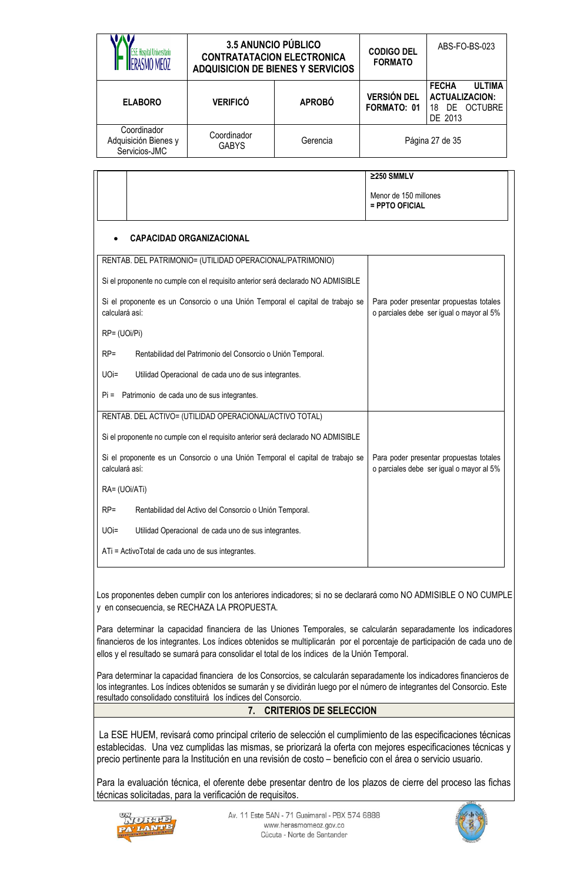| | | ≥250 SMMLV<br><br>Menor de 150 millones<br>**= PPTO OFICIAL** |
|---|---|---|

- **CAPACIDAD ORGANIZACIONAL**

| | |
|---|---|
| RENTAB. DEL PATRIMONIO= (UTILIDAD OPERACIONAL/PATRIMONIO)<br><br>Si el proponente no cumple con el requisito anterior será declarado NO ADMISIBLE<br><br>Si el proponente es un Consorcio o una Unión Temporal el capital de trabajo se calculará así:<br><br>RP= (UOi/Pi)<br><br>RP= Rentabilidad del Patrimonio del Consorcio o Unión Temporal.<br><br>UOi= Utilidad Operacional de cada uno de sus integrantes.<br><br>Pi = Patrimonio de cada uno de sus integrantes. | Para poder presentar propuestas totales o parciales debe ser igual o mayor al 5% |
| RENTAB. DEL ACTIVO= (UTILIDAD OPERACIONAL/ACTIVO TOTAL)<br><br>Si el proponente no cumple con el requisito anterior será declarado NO ADMISIBLE<br><br>Si el proponente es un Consorcio o una Unión Temporal el capital de trabajo se calculará así:<br><br>RA= (UOi/ATi)<br><br>RP= Rentabilidad del Activo del Consorcio o Unión Temporal.<br><br>UOi= Utilidad Operacional de cada uno de sus integrantes.<br><br>ATi = ActivoTotal de cada uno de sus integrantes. | Para poder presentar propuestas totales o parciales debe ser igual o mayor al 5% |

Los proponentes deben cumplir con los anteriores indicadores; si no se declarará como NO ADMISIBLE O NO CUMPLE y en consecuencia, se RECHAZA LA PROPUESTA.

Para determinar la capacidad financiera de las Uniones Temporales, se calcularán separadamente los indicadores financieros de los integrantes. Los índices obtenidos se multiplicarán por el porcentaje de participación de cada uno de ellos y el resultado se sumará para consolidar el total de los índices de la Unión Temporal.

Para determinar la capacidad financiera de los Consorcios, se calcularán separadamente los indicadores financieros de los integrantes. Los índices obtenidos se sumarán y se dividirán luego por el número de integrantes del Consorcio. Este resultado consolidado constituirá los índices del Consorcio.

## 7. CRITERIOS DE SELECCION

La ESE HUEM, revisará como principal criterio de selección el cumplimiento de las especificaciones técnicas establecidas. Una vez cumplidas las mismas, se priorizará la oferta con mejores especificaciones técnicas y precio pertinente para la Institución en una revisión de costo – beneficio con el área o servicio usuario.

Para la evaluación técnica, el oferente debe presentar dentro de los plazos de cierre del proceso las fichas técnicas solicitadas, para la verificación de requisitos.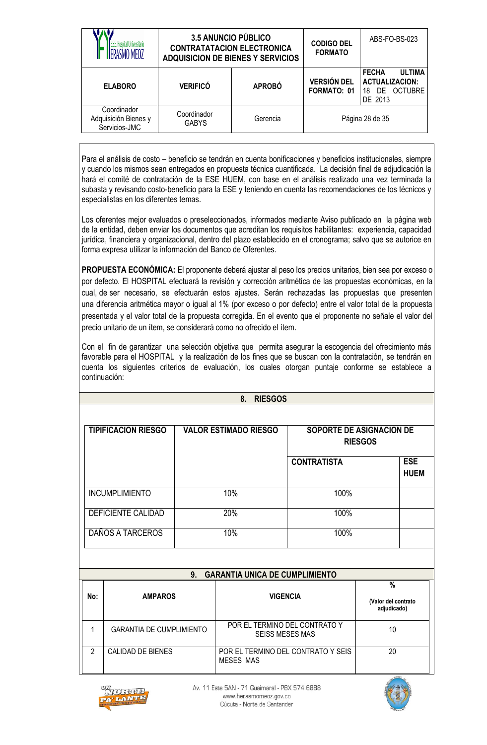Para el análisis de costo – beneficio se tendrán en cuenta bonificaciones y beneficios institucionales, siempre y cuando los mismos sean entregados en propuesta técnica cuantificada. La decisión final de adjudicación la hará el comité de contratación de la ESE HUEM, con base en el análisis realizado una vez terminada la subasta y revisando costo-beneficio para la ESE y teniendo en cuenta las recomendaciones de los técnicos y especialistas en los diferentes temas.

Los oferentes mejor evaluados o preseleccionados, informados mediante Aviso publicado en la página web de la entidad, deben enviar los documentos que acreditan los requisitos habilitantes: experiencia, capacidad jurídica, financiera y organizacional, dentro del plazo establecido en el cronograma; salvo que se autorice en forma expresa utilizar la información del Banco de Oferentes.

**PROPUESTA ECONÓMICA:** El proponente deberá ajustar al peso los precios unitarios, bien sea por exceso o por defecto. El HOSPITAL efectuará la revisión y corrección aritmética de las propuestas económicas, en la cual, de ser necesario, se efectuarán estos ajustes. Serán rechazadas las propuestas que presenten una diferencia aritmética mayor o igual al 1% (por exceso o por defecto) entre el valor total de la propuesta presentada y el valor total de la propuesta corregida. En el evento que el proponente no señale el valor del precio unitario de un ítem, se considerará como no ofrecido el ítem.

Con el fin de garantizar una selección objetiva que permita asegurar la escogencia del ofrecimiento más favorable para el HOSPITAL y la realización de los fines que se buscan con la contratación, se tendrán en cuenta los siguientes criterios de evaluación, los cuales otorgan puntaje conforme se establece a continuación:

## 8. RIESGOS

| TIPIFICACION RIESGO | VALOR ESTIMADO RIESGO | SOPORTE DE ASIGNACION DE RIESGOS | |
|---|---|---|---|
| | | CONTRATISTA | ESE HUEM |
| INCUMPLIMIENTO | 10% | 100% | |
| DEFICIENTE CALIDAD | 20% | 100% | |
| DAÑOS A TARCEROS | 10% | 100% | |

## 9. GARANTIA UNICA DE CUMPLIMIENTO

| No: | AMPAROS | VIGENCIA | % (Valor del contrato adjudicado) |
|---|---|---|---|
| 1 | GARANTIA DE CUMPLIMIENTO | POR EL TERMINO DEL CONTRATO Y SEISS MESES MAS | 10 |
| 2 | CALIDAD DE BIENES | POR EL TERMINO DEL CONTRATO Y SEIS MESES MAS | 20 |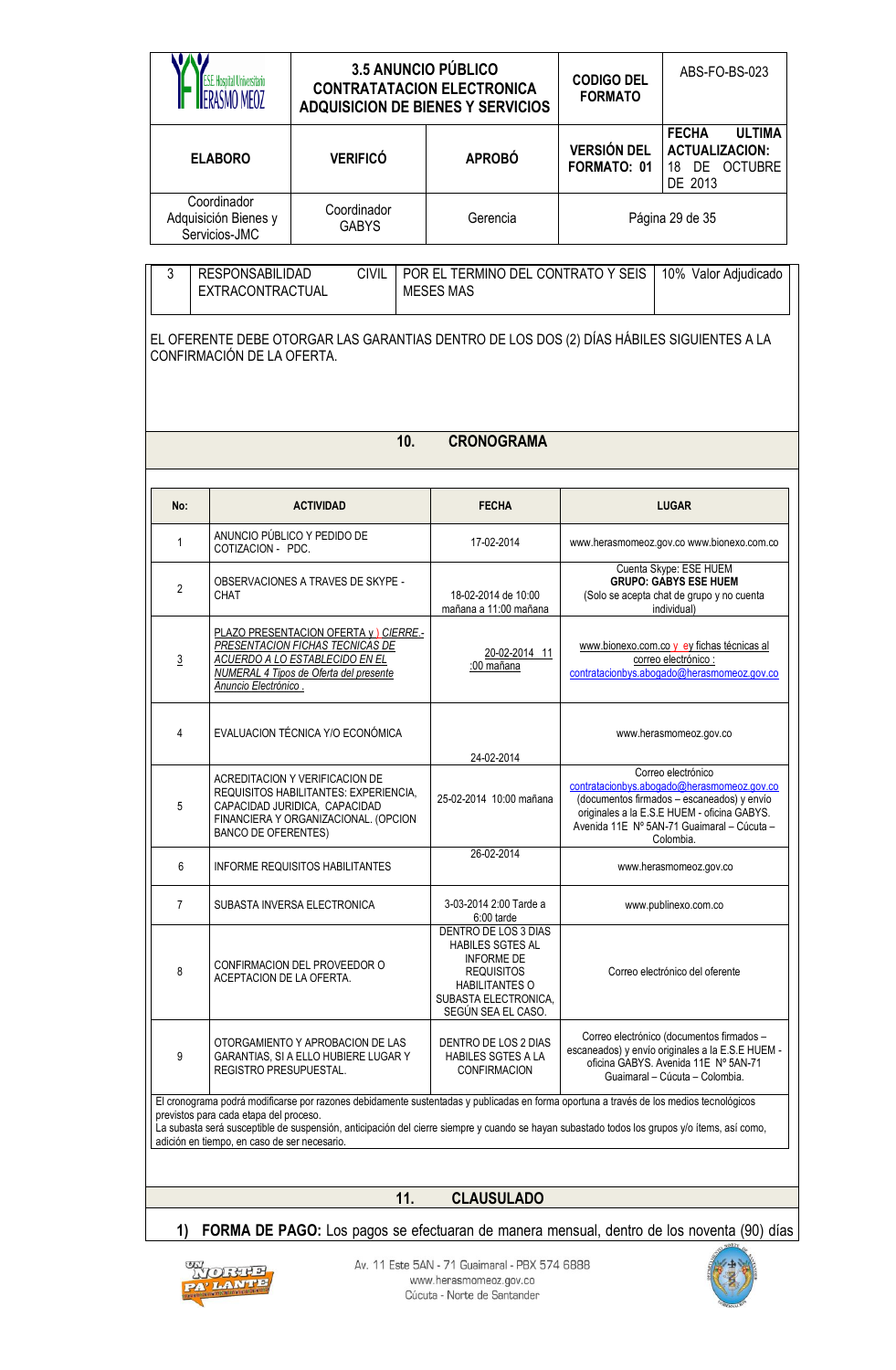| 3 | RESPONSABILIDAD CIVIL EXTRACONTRACTUAL | POR EL TERMINO DEL CONTRATO Y SEIS MESES MAS | 10% Valor Adjudicado |
|---|---|---|---|

EL OFERENTE DEBE OTORGAR LAS GARANTIAS DENTRO DE LOS DOS (2) DÍAS HÁBILES SIGUIENTES A LA CONFIRMACIÓN DE LA OFERTA.

## 10. CRONOGRAMA

| No: | ACTIVIDAD | FECHA | LUGAR |
|---|---|---|---|
| 1 | ANUNCIO PÚBLICO Y PEDIDO DE COTIZACION - PDC. | 17-02-2014 | www.herasmomeoz.gov.co www.bionexo.com.co |
| 2 | OBSERVACIONES A TRAVES DE SKYPE - CHAT | 18-02-2014 de 10:00 mañana a 11:00 mañana | Cuenta Skype: ESE HUEM **GRUPO: GABYS ESE HUEM** (Solo se acepta chat de grupo y no cuenta individual) |
| 3 | PLAZO PRESENTACION OFERTA y ) CIERRE.- *PRESENTACION FICHAS TECNICAS DE ACUERDO A LO ESTABLECIDO EN EL NUMERAL 4 Tipos de Oferta del presente Anuncio Electrónico .* | 20-02-2014 11 :00 mañana | www.bionexo.com.co y ey fichas técnicas al correo electrónico : contratacionbys.abogado@herasmomeoz.gov.co |
| 4 | EVALUACION TÉCNICA Y/O ECONÓMICA | 24-02-2014 | www.herasmomeoz.gov.co |
| 5 | ACREDITACION Y VERIFICACION DE REQUISITOS HABILITANTES: EXPERIENCIA, CAPACIDAD JURIDICA, CAPACIDAD FINANCIERA Y ORGANIZACIONAL. (OPCION BANCO DE OFERENTES) | 25-02-2014 10:00 mañana | Correo electrónico contratacionbys.abogado@herasmomeoz.gov.co (documentos firmados – escaneados) y envío originales a la E.S.E HUEM - oficina GABYS. Avenida 11E Nº 5AN-71 Guaimaral – Cúcuta – Colombia. |
| 6 | INFORME REQUISITOS HABILITANTES | 26-02-2014 | www.herasmomeoz.gov.co |
| 7 | SUBASTA INVERSA ELECTRONICA | 3-03-2014 2:00 Tarde a 6:00 tarde | www.publinexo.com.co |
| 8 | CONFIRMACION DEL PROVEEDOR O ACEPTACION DE LA OFERTA. | DENTRO DE LOS 3 DIAS HABILES SGTES AL INFORME DE REQUISITOS HABILITANTES O SUBASTA ELECTRONICA, SEGÚN SEA EL CASO. | Correo electrónico del oferente |
| 9 | OTORGAMIENTO Y APROBACION DE LAS GARANTIAS, SI A ELLO HUBIERE LUGAR Y REGISTRO PRESUPUESTAL. | DENTRO DE LOS 2 DIAS HABILES SGTES A LA CONFIRMACION | Correo electrónico (documentos firmados – escaneados) y envío originales a la E.S.E HUEM - oficina GABYS. Avenida 11E Nº 5AN-71 Guaimaral – Cúcuta – Colombia. |

El cronograma podrá modificarse por razones debidamente sustentadas y publicadas en forma oportuna a través de los medios tecnológicos previstos para cada etapa del proceso.
La subasta será susceptible de suspensión, anticipación del cierre siempre y cuando se hayan subastado todos los grupos y/o ítems, así como, adición en tiempo, en caso de ser necesario.

## 11. CLAUSULADO

1) **FORMA DE PAGO:** Los pagos se efectuaran de manera mensual, dentro de los noventa (90) días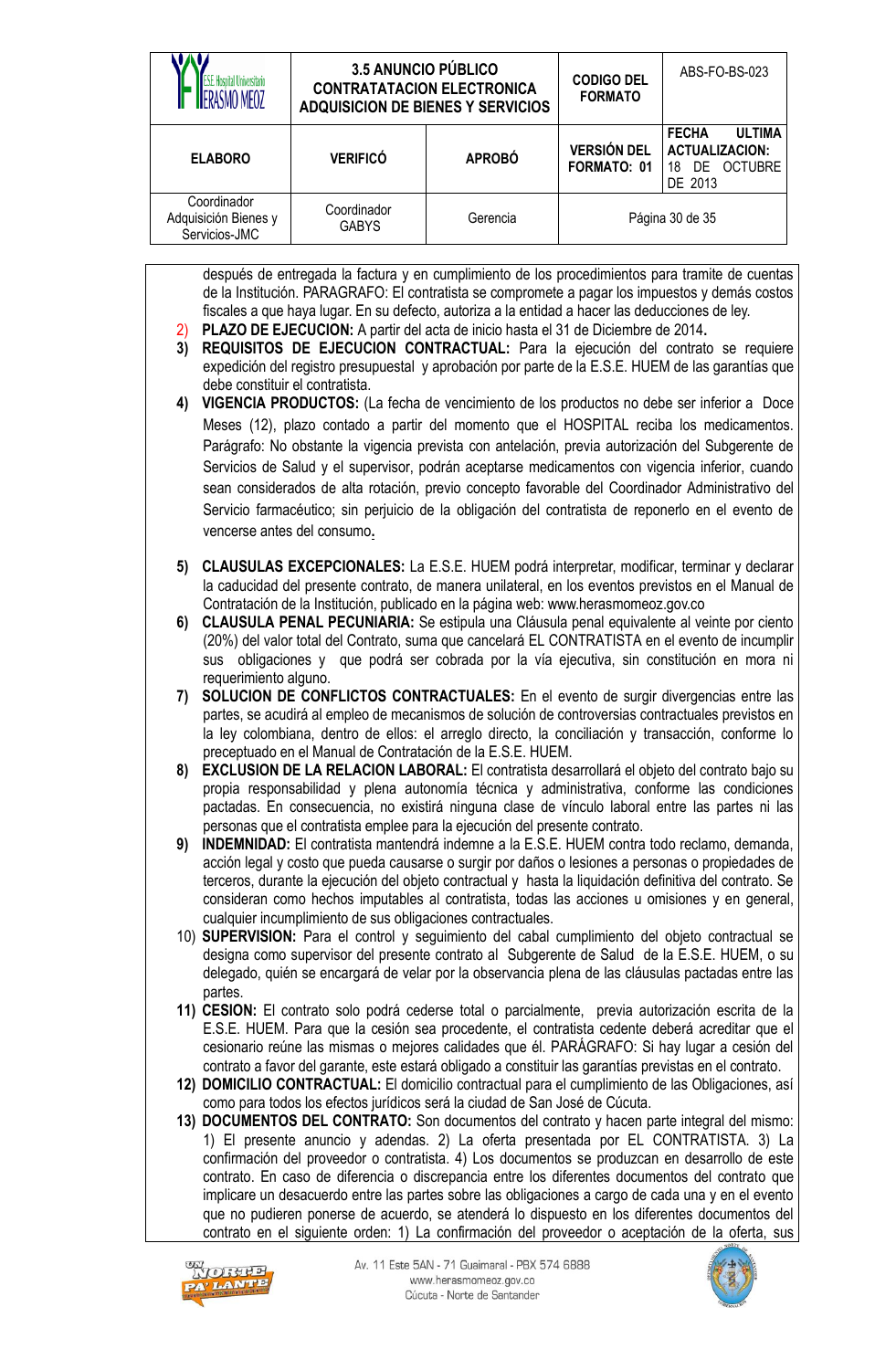después de entregada la factura y en cumplimiento de los procedimientos para tramite de cuentas de la Institución. PARAGRAFO: El contratista se compromete a pagar los impuestos y demás costos fiscales a que haya lugar. En su defecto, autoriza a la entidad a hacer las deducciones de ley.

2) **PLAZO DE EJECUCION:** A partir del acta de inicio hasta el 31 de Diciembre de 2014**.**
3) **REQUISITOS DE EJECUCION CONTRACTUAL:** Para la ejecución del contrato se requiere expedición del registro presupuestal y aprobación por parte de la E.S.E. HUEM de las garantías que debe constituir el contratista.
4) **VIGENCIA PRODUCTOS:** (La fecha de vencimiento de los productos no debe ser inferior a Doce Meses (12), plazo contado a partir del momento que el HOSPITAL reciba los medicamentos. Parágrafo: No obstante la vigencia prevista con antelación, previa autorización del Subgerente de Servicios de Salud y el supervisor, podrán aceptarse medicamentos con vigencia inferior, cuando sean considerados de alta rotación, previo concepto favorable del Coordinador Administrativo del Servicio farmacéutico; sin perjuicio de la obligación del contratista de reponerlo en el evento de vencerse antes del consumo**.**
5) **CLAUSULAS EXCEPCIONALES:** La E.S.E. HUEM podrá interpretar, modificar, terminar y declarar la caducidad del presente contrato, de manera unilateral, en los eventos previstos en el Manual de Contratación de la Institución, publicado en la página web: www.herasmomeoz.gov.co
6) **CLAUSULA PENAL PECUNIARIA:** Se estipula una Cláusula penal equivalente al veinte por ciento (20%) del valor total del Contrato, suma que cancelará EL CONTRATISTA en el evento de incumplir sus obligaciones y que podrá ser cobrada por la vía ejecutiva, sin constitución en mora ni requerimiento alguno.
7) **SOLUCION DE CONFLICTOS CONTRACTUALES:** En el evento de surgir divergencias entre las partes, se acudirá al empleo de mecanismos de solución de controversias contractuales previstos en la ley colombiana, dentro de ellos: el arreglo directo, la conciliación y transacción, conforme lo preceptuado en el Manual de Contratación de la E.S.E. HUEM.
8) **EXCLUSION DE LA RELACION LABORAL:** El contratista desarrollará el objeto del contrato bajo su propia responsabilidad y plena autonomía técnica y administrativa, conforme las condiciones pactadas. En consecuencia, no existirá ninguna clase de vínculo laboral entre las partes ni las personas que el contratista emplee para la ejecución del presente contrato.
9) **INDEMNIDAD:** El contratista mantendrá indemne a la E.S.E. HUEM contra todo reclamo, demanda, acción legal y costo que pueda causarse o surgir por daños o lesiones a personas o propiedades de terceros, durante la ejecución del objeto contractual y hasta la liquidación definitiva del contrato. Se consideran como hechos imputables al contratista, todas las acciones u omisiones y en general, cualquier incumplimiento de sus obligaciones contractuales.
10) **SUPERVISION:** Para el control y seguimiento del cabal cumplimiento del objeto contractual se designa como supervisor del presente contrato al Subgerente de Salud de la E.S.E. HUEM, o su delegado, quién se encargará de velar por la observancia plena de las cláusulas pactadas entre las partes.
11) **CESION:** El contrato solo podrá cederse total o parcialmente, previa autorización escrita de la E.S.E. HUEM. Para que la cesión sea procedente, el contratista cedente deberá acreditar que el cesionario reúne las mismas o mejores calidades que él. PARÁGRAFO: Si hay lugar a cesión del contrato a favor del garante, este estará obligado a constituir las garantías previstas en el contrato.
12) **DOMICILIO CONTRACTUAL:** El domicilio contractual para el cumplimiento de las Obligaciones, así como para todos los efectos jurídicos será la ciudad de San José de Cúcuta.
13) **DOCUMENTOS DEL CONTRATO:** Son documentos del contrato y hacen parte integral del mismo: 1) El presente anuncio y adendas. 2) La oferta presentada por EL CONTRATISTA. 3) La confirmación del proveedor o contratista. 4) Los documentos se produzcan en desarrollo de este contrato. En caso de diferencia o discrepancia entre los diferentes documentos del contrato que implicare un desacuerdo entre las partes sobre las obligaciones a cargo de cada una y en el evento que no pudieren ponerse de acuerdo, se atenderá lo dispuesto en los diferentes documentos del contrato en el siguiente orden: 1) La confirmación del proveedor o aceptación de la oferta, sus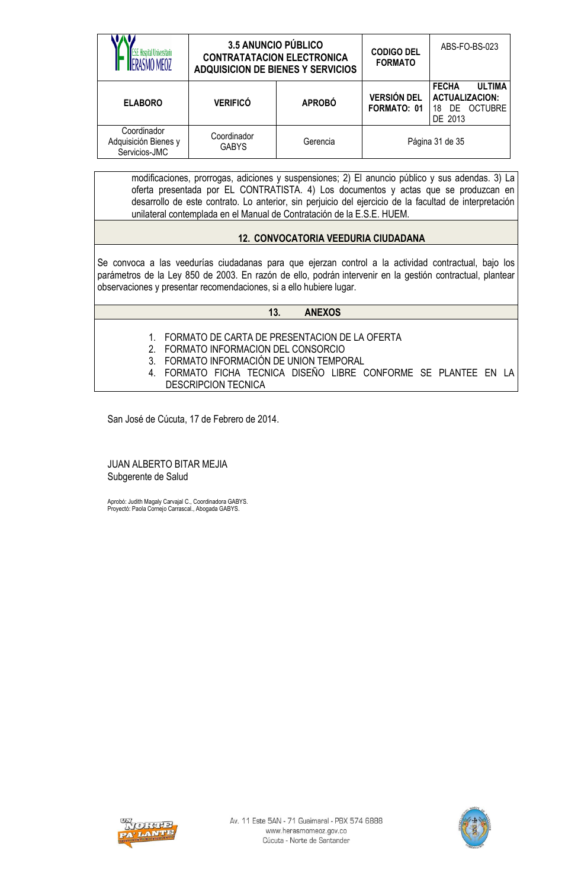modificaciones, prorrogas, adiciones y suspensiones; 2) El anuncio público y sus adendas. 3) La oferta presentada por EL CONTRATISTA. 4) Los documentos y actas que se produzcan en desarrollo de este contrato. Lo anterior, sin perjuicio del ejercicio de la facultad de interpretación unilateral contemplada en el Manual de Contratación de la E.S.E. HUEM.

## 12. CONVOCATORIA VEEDURIA CIUDADANA

Se convoca a las veedurías ciudadanas para que ejerzan control a la actividad contractual, bajo los parámetros de la Ley 850 de 2003. En razón de ello, podrán intervenir en la gestión contractual, plantear observaciones y presentar recomendaciones, si a ello hubiere lugar.

## 13. ANEXOS

1. FORMATO DE CARTA DE PRESENTACION DE LA OFERTA
2. FORMATO INFORMACION DEL CONSORCIO
3. FORMATO INFORMACIÓN DE UNION TEMPORAL
4. FORMATO FICHA TECNICA DISEÑO LIBRE CONFORME SE PLANTEE EN LA DESCRIPCION TECNICA

San José de Cúcuta, 17 de Febrero de 2014.

JUAN ALBERTO BITAR MEJIA
Subgerente de Salud

Aprobó: Judith Magaly Carvajal C., Coordinadora GABYS.
Proyectó: Paola Cornejo Carrascal., Abogada GABYS.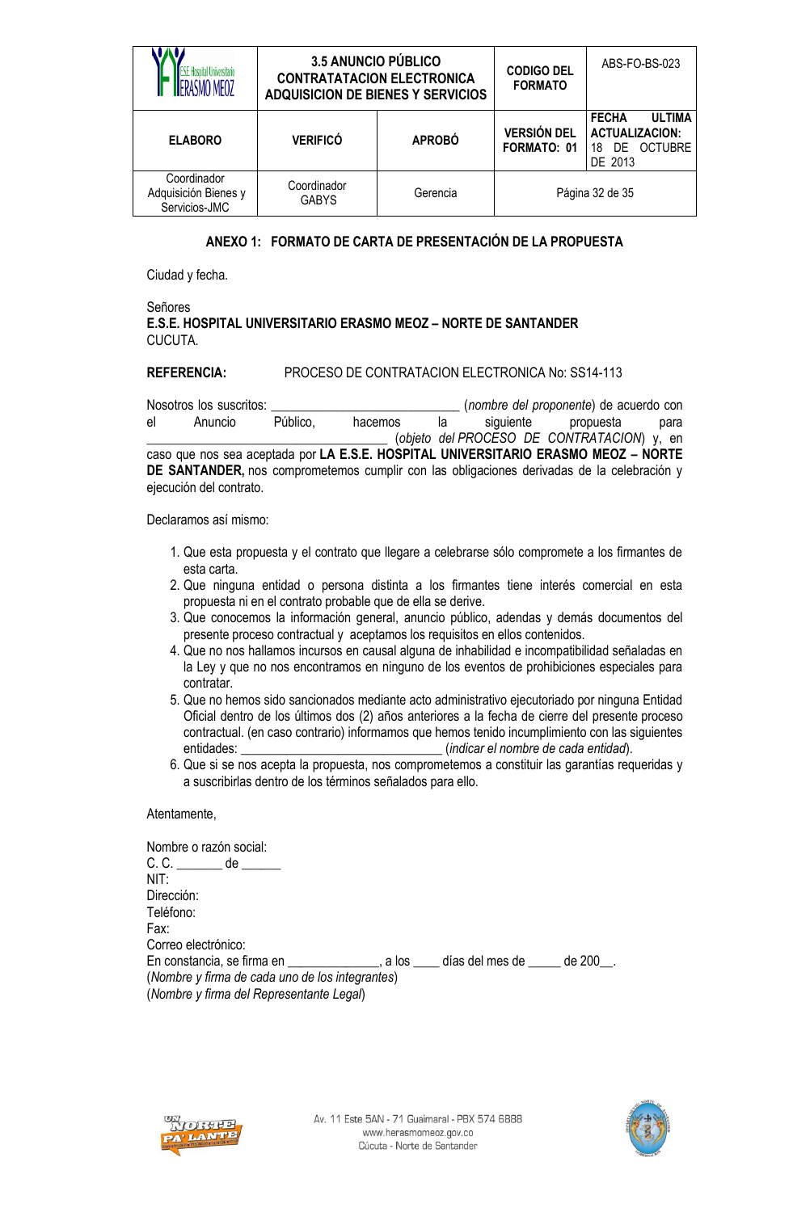| | 3.5 ANUNCIO PÚBLICO CONTRATATACION ELECTRONICA ADQUISICION DE BIENES Y SERVICIOS | | CODIGO DEL FORMATO | ABS-FO-BS-023 |
|---|---|---|---|---|
| ELABORO | VERIFICÓ | APROBÓ | VERSIÓN DEL FORMATO: 01 | FECHA ULTIMA ACTUALIZACION: 18 DE OCTUBRE DE 2013 |
| Coordinador Adquisición Bienes y Servicios-JMC | Coordinador GABYS | Gerencia | Página 32 de 35 | |

## ANEXO 1: FORMATO DE CARTA DE PRESENTACIÓN DE LA PROPUESTA

Ciudad y fecha.

Señores
**E.S.E. HOSPITAL UNIVERSITARIO ERASMO MEOZ – NORTE DE SANTANDER**
CUCUTA.

**REFERENCIA:** PROCESO DE CONTRATACION ELECTRONICA No: SS14-113

Nosotros los suscritos: ____________________________ (*nombre del proponente*) de acuerdo con el Anuncio Público, hacemos la siguiente propuesta para ___________________________________ (*objeto del PROCESO DE CONTRATACION*) y, en caso que nos sea aceptada por **LA E.S.E. HOSPITAL UNIVERSITARIO ERASMO MEOZ – NORTE DE SANTANDER,** nos comprometemos cumplir con las obligaciones derivadas de la celebración y ejecución del contrato.

Declaramos así mismo:

1. Que esta propuesta y el contrato que llegare a celebrarse sólo compromete a los firmantes de esta carta.
2. Que ninguna entidad o persona distinta a los firmantes tiene interés comercial en esta propuesta ni en el contrato probable que de ella se derive.
3. Que conocemos la información general, anuncio público, adendas y demás documentos del presente proceso contractual y aceptamos los requisitos en ellos contenidos.
4. Que no nos hallamos incursos en causal alguna de inhabilidad e incompatibilidad señaladas en la Ley y que no nos encontramos en ninguno de los eventos de prohibiciones especiales para contratar.
5. Que no hemos sido sancionados mediante acto administrativo ejecutoriado por ninguna Entidad Oficial dentro de los últimos dos (2) años anteriores a la fecha de cierre del presente proceso contractual. (en caso contrario) informamos que hemos tenido incumplimiento con las siguientes entidades: _______________________________ (*indicar el nombre de cada entidad*).
6. Que si se nos acepta la propuesta, nos comprometemos a constituir las garantías requeridas y a suscribirlas dentro de los términos señalados para ello.

Atentamente,

Nombre o razón social:
C. C. _______ de ______
NIT:
Dirección:
Teléfono:
Fax:
Correo electrónico:
En constancia, se firma en _____________, a los ____ días del mes de _____ de 200__.
(*Nombre y firma de cada uno de los integrantes*)
(*Nombre y firma del Representante Legal*)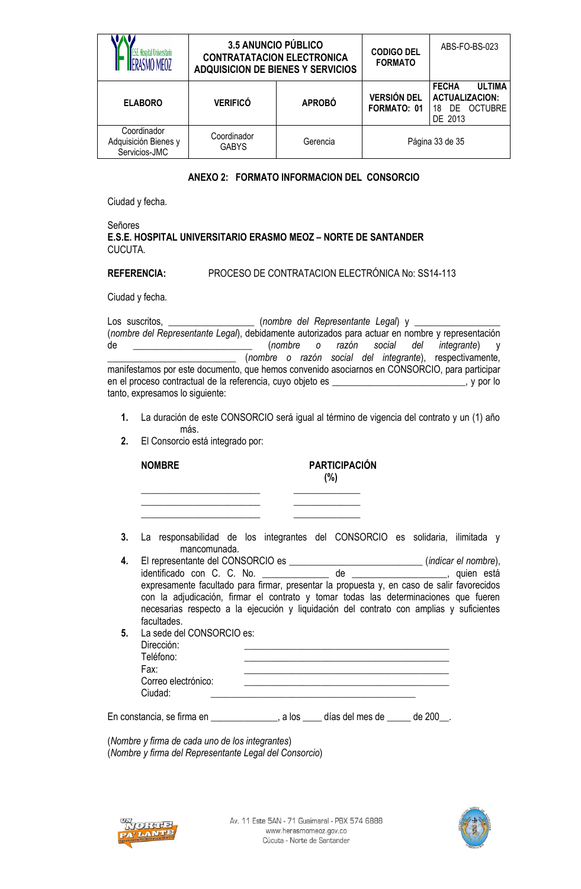**ANEXO 2: FORMATO INFORMACION DEL CONSORCIO**

Ciudad y fecha.

Señores
**E.S.E. HOSPITAL UNIVERSITARIO ERASMO MEOZ – NORTE DE SANTANDER**
CUCUTA.

**REFERENCIA:** PROCESO DE CONTRATACION ELECTRÓNICA No: SS14-113

Ciudad y fecha.

Los suscritos, __________________ (*nombre del Representante Legal*) y __________________ (*nombre del Representante Legal*), debidamente autorizados para actuar en nombre y representación de _________________________ (*nombre o razón social del integrante*) y __________________________ (*nombre o razón social del integrante*), respectivamente, manifestamos por este documento, que hemos convenido asociarnos en CONSORCIO, para participar en el proceso contractual de la referencia, cuyo objeto es ____________________________, y por lo tanto, expresamos lo siguiente:

1. La duración de este CONSORCIO será igual al término de vigencia del contrato y un (1) año más.
2. El Consorcio está integrado por:

| NOMBRE | PARTICIPACIÓN (%) |
|---|---|
| _________________________ | ______________ |
| _________________________ | ______________ |
| _________________________ | ______________ |

3. La responsabilidad de los integrantes del CONSORCIO es solidaria, ilimitada y mancomunada.
4. El representante del CONSORCIO es ____________________________ (*indicar el nombre*), identificado con C. C. No. ______________ de ___________________, quien está expresamente facultado para firmar, presentar la propuesta y, en caso de salir favorecidos con la adjudicación, firmar el contrato y tomar todas las determinaciones que fueren necesarias respecto a la ejecución y liquidación del contrato con amplias y suficientes facultades.
5. La sede del CONSORCIO es:
   Dirección: ___________________________________________
   Teléfono: ___________________________________________
   Fax: ___________________________________________
   Correo electrónico: ___________________________________________
   Ciudad: ___________________________________________

En constancia, se firma en ______________, a los ____ días del mes de _____ de 200__.

(*Nombre y firma de cada uno de los integrantes*)
(*Nombre y firma del Representante Legal del Consorcio*)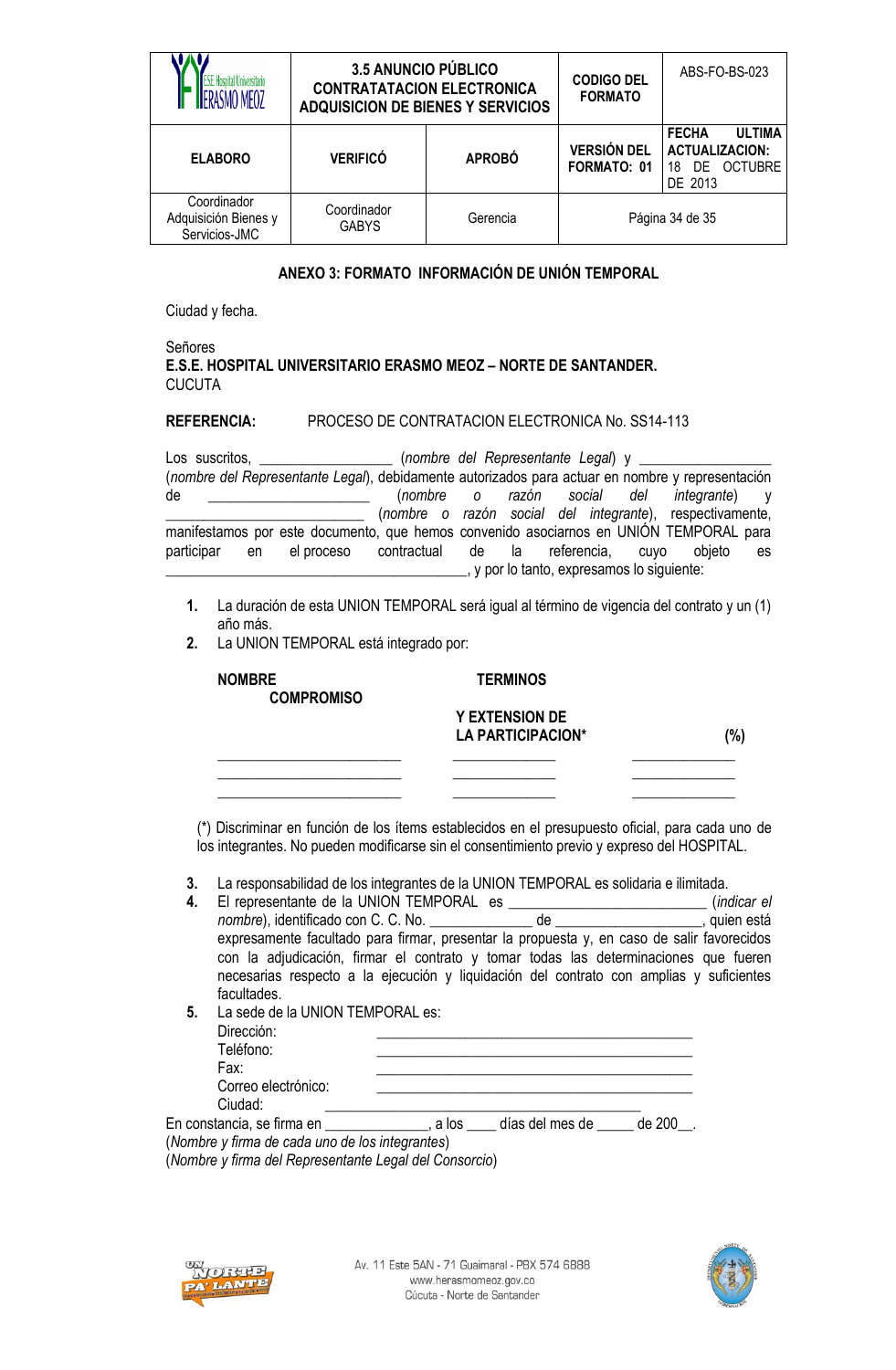## ANEXO 3: FORMATO INFORMACIÓN DE UNIÓN TEMPORAL

Ciudad y fecha.

Señores
**E.S.E. HOSPITAL UNIVERSITARIO ERASMO MEOZ – NORTE DE SANTANDER.**
CUCUTA

**REFERENCIA:** PROCESO DE CONTRATACION ELECTRONICA No. SS14-113

Los suscritos, _________________ (*nombre del Representante Legal*) y _________________ (*nombre del Representante Legal*), debidamente autorizados para actuar en nombre y representación de _____________________ (*nombre o razón social del integrante*) y _________________________ (*nombre o razón social del integrante*), respectivamente, manifestamos por este documento, que hemos convenido asociarnos en UNIÓN TEMPORAL para participar en el proceso contractual de la referencia, cuyo objeto es _______________________________________, y por lo tanto, expresamos lo siguiente:

1. La duración de esta UNION TEMPORAL será igual al término de vigencia del contrato y un (1) año más.
2. La UNION TEMPORAL está integrado por:

| **NOMBRE COMPROMISO** | **TERMINOS Y EXTENSION DE LA PARTICIPACION*** | **(%)** |
|---|---|---|
| ________________________ | _____________ | _____________ |
| ________________________ | _____________ | _____________ |
| ________________________ | _____________ | _____________ |

(*) Discriminar en función de los ítems establecidos en el presupuesto oficial, para cada uno de los integrantes. No pueden modificarse sin el consentimiento previo y expreso del HOSPITAL.

3. La responsabilidad de los integrantes de la UNION TEMPORAL es solidaria e ilimitada.
4. El representante de la UNION TEMPORAL es ________________________ (*indicar el nombre*), identificado con C. C. No. _____________ de ___________________, quien está expresamente facultado para firmar, presentar la propuesta y, en caso de salir favorecidos con la adjudicación, firmar el contrato y tomar todas las determinaciones que fueren necesarias respecto a la ejecución y liquidación del contrato con amplias y suficientes facultades.
5. La sede de la UNION TEMPORAL es:
   - Dirección: _________________________________________
   - Teléfono: _________________________________________
   - Fax: _________________________________________
   - Correo electrónico: _________________________________________
   - Ciudad: _________________________________________

En constancia, se firma en _____________, a los ____ días del mes de _____ de 200__.
(*Nombre y firma de cada uno de los integrantes*)
(*Nombre y firma del Representante Legal del Consorcio*)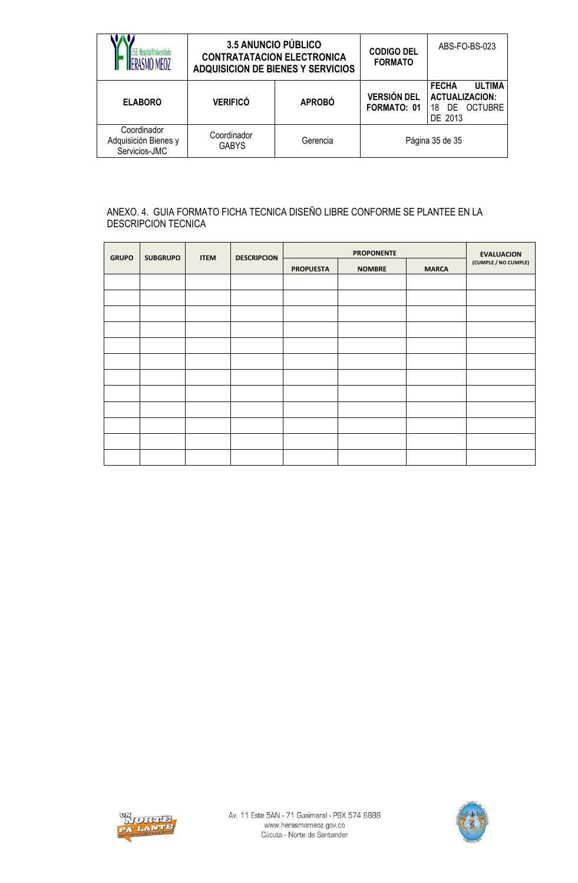ANEXO. 4. GUIA FORMATO FICHA TECNICA DISEÑO LIBRE CONFORME SE PLANTEE EN LA DESCRIPCION TECNICA

| GRUPO | SUBGRUPO | ITEM | DESCRIPCION | PROPONENTE | | | EVALUACION (CUMPLE / NO CUMPLE) |
|---|---|---|---|---|---|---|---|
| | | | | PROPUESTA | NOMBRE | MARCA | |
| | | | | | | | |
| | | | | | | | |
| | | | | | | | |
| | | | | | | | |
| | | | | | | | |
| | | | | | | | |
| | | | | | | | |
| | | | | | | | |
| | | | | | | | |
| | | | | | | | |
| | | | | | | | |
| | | | | | | | |